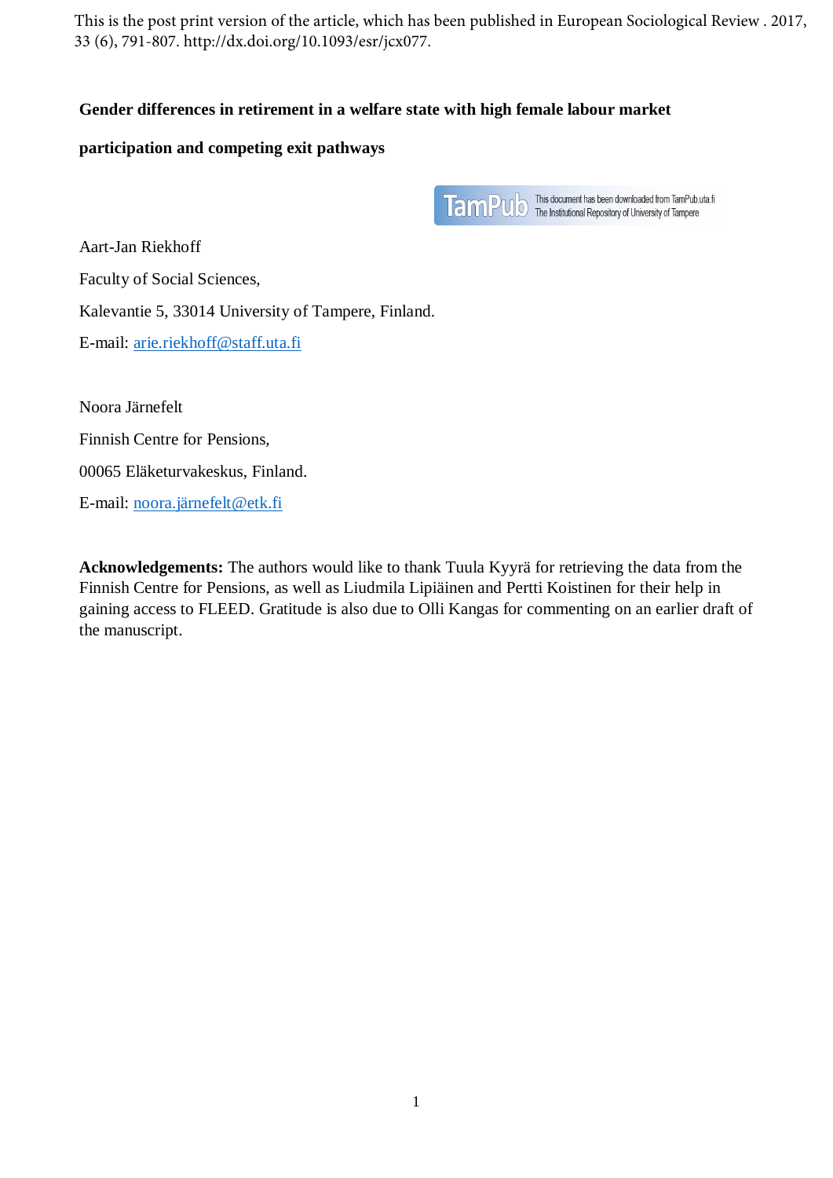This is the post print version of the article, which has been published in European Sociological Review . 2017, 33 (6), 791-807. http://dx.doi.org/10.1093/esr/jcx077.

# Gender differences in retirement in a welfare state with high female labour market participation and competing exit pathways

This document has been downloaded from TamPub.uta.fi
The Institutional Repository of University of Tampere

Aart-Jan Riekhoff

Faculty of Social Sciences,

Kalevantie 5, 33014 University of Tampere, Finland.

E-mail: arie.riekhoff@staff.uta.fi

Noora Järnefelt

Finnish Centre for Pensions,

00065 Eläketurvakeskus, Finland.

E-mail: noora.järnefelt@etk.fi

**Acknowledgements:** The authors would like to thank Tuula Kyyrä for retrieving the data from the Finnish Centre for Pensions, as well as Liudmila Lipiäinen and Pertti Koistinen for their help in gaining access to FLEED. Gratitude is also due to Olli Kangas for commenting on an earlier draft of the manuscript.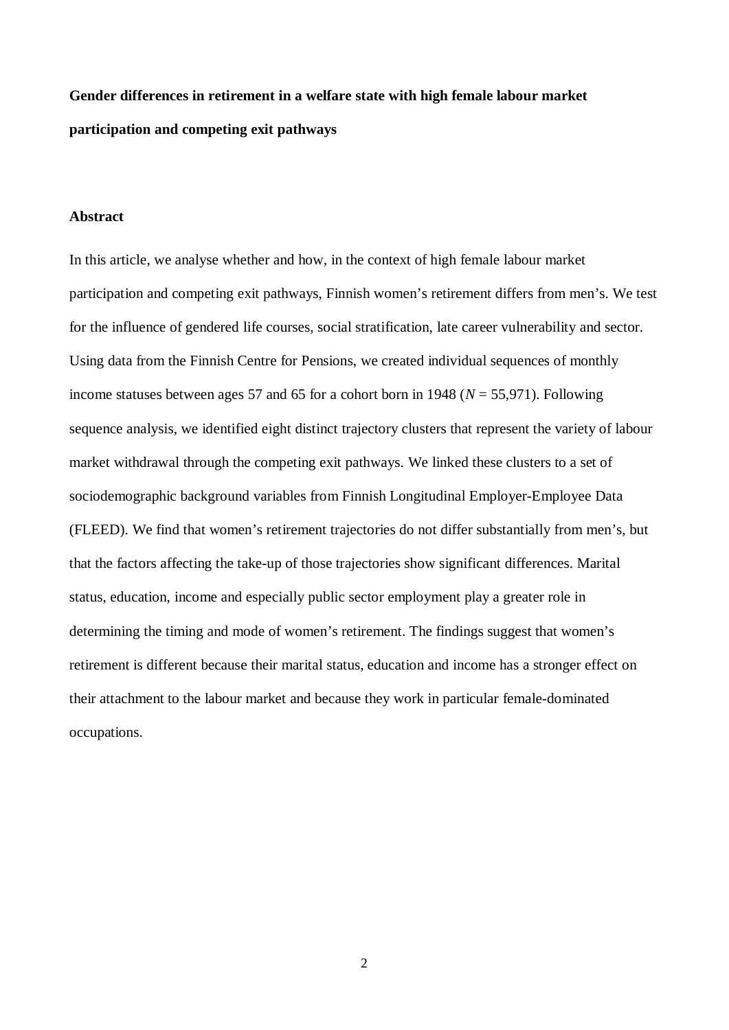**Gender differences in retirement in a welfare state with high female labour market participation and competing exit pathways**

**Abstract**

In this article, we analyse whether and how, in the context of high female labour market participation and competing exit pathways, Finnish women's retirement differs from men's. We test for the influence of gendered life courses, social stratification, late career vulnerability and sector. Using data from the Finnish Centre for Pensions, we created individual sequences of monthly income statuses between ages 57 and 65 for a cohort born in 1948 ($N$ = 55,971). Following sequence analysis, we identified eight distinct trajectory clusters that represent the variety of labour market withdrawal through the competing exit pathways. We linked these clusters to a set of sociodemographic background variables from Finnish Longitudinal Employer-Employee Data (FLEED). We find that women's retirement trajectories do not differ substantially from men's, but that the factors affecting the take-up of those trajectories show significant differences. Marital status, education, income and especially public sector employment play a greater role in determining the timing and mode of women's retirement. The findings suggest that women's retirement is different because their marital status, education and income has a stronger effect on their attachment to the labour market and because they work in particular female-dominated occupations.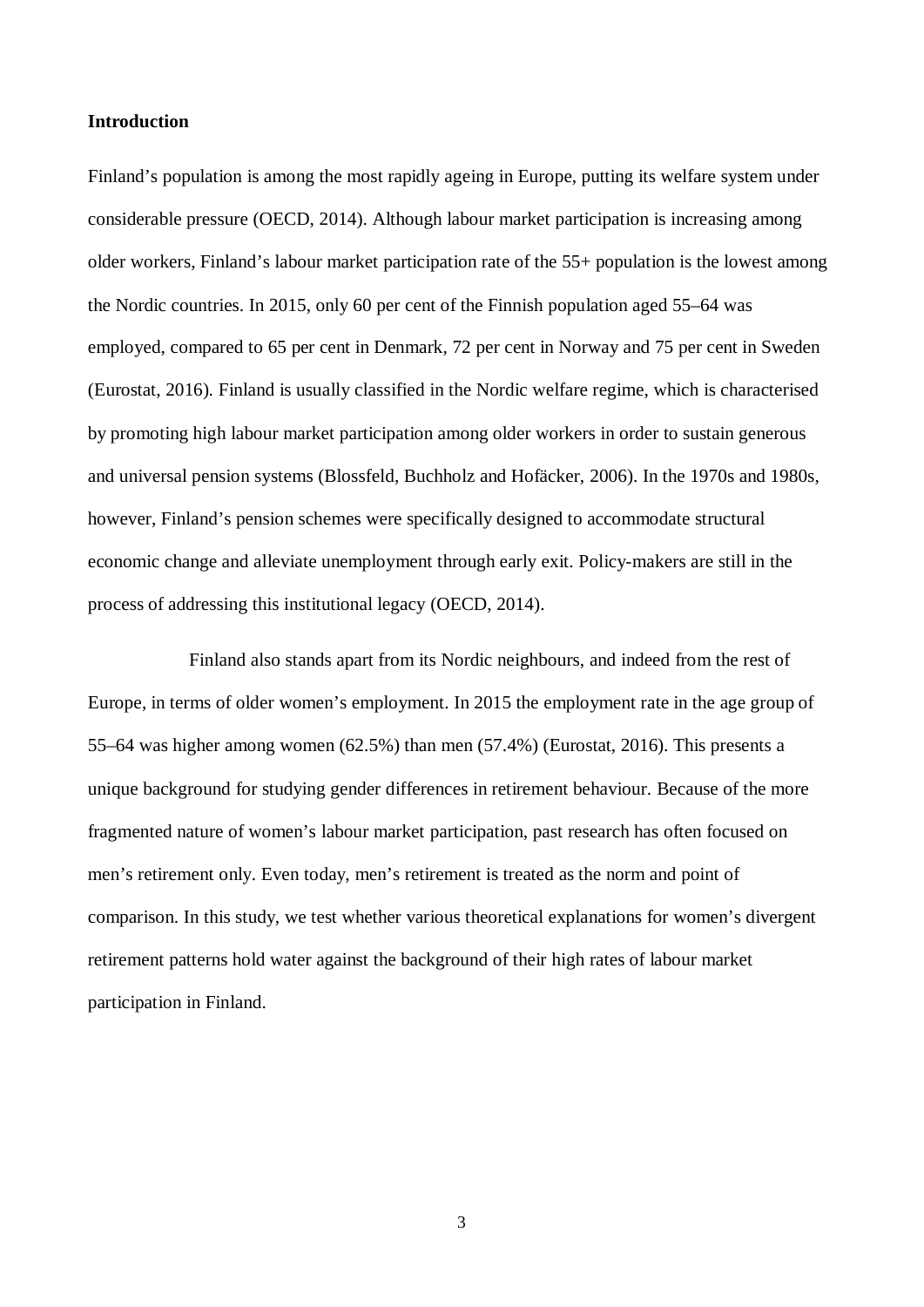**Introduction**

Finland's population is among the most rapidly ageing in Europe, putting its welfare system under considerable pressure (OECD, 2014). Although labour market participation is increasing among older workers, Finland's labour market participation rate of the 55+ population is the lowest among the Nordic countries. In 2015, only 60 per cent of the Finnish population aged 55–64 was employed, compared to 65 per cent in Denmark, 72 per cent in Norway and 75 per cent in Sweden (Eurostat, 2016). Finland is usually classified in the Nordic welfare regime, which is characterised by promoting high labour market participation among older workers in order to sustain generous and universal pension systems (Blossfeld, Buchholz and Hofäcker, 2006). In the 1970s and 1980s, however, Finland's pension schemes were specifically designed to accommodate structural economic change and alleviate unemployment through early exit. Policy-makers are still in the process of addressing this institutional legacy (OECD, 2014).

Finland also stands apart from its Nordic neighbours, and indeed from the rest of Europe, in terms of older women's employment. In 2015 the employment rate in the age group of 55–64 was higher among women (62.5%) than men (57.4%) (Eurostat, 2016). This presents a unique background for studying gender differences in retirement behaviour. Because of the more fragmented nature of women's labour market participation, past research has often focused on men's retirement only. Even today, men's retirement is treated as the norm and point of comparison. In this study, we test whether various theoretical explanations for women's divergent retirement patterns hold water against the background of their high rates of labour market participation in Finland.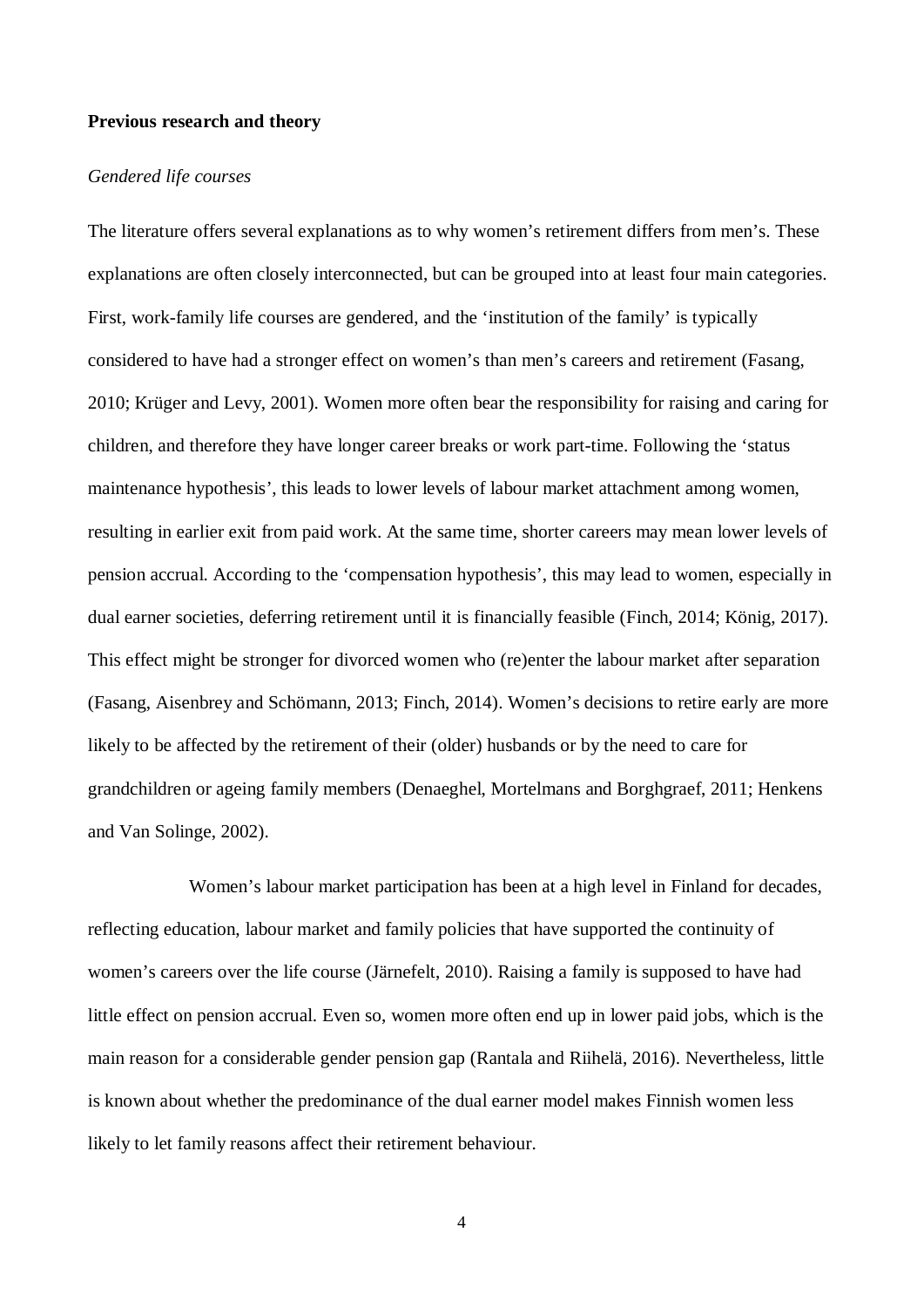## Previous research and theory

### *Gendered life courses*

The literature offers several explanations as to why women's retirement differs from men's. These explanations are often closely interconnected, but can be grouped into at least four main categories. First, work-family life courses are gendered, and the 'institution of the family' is typically considered to have had a stronger effect on women's than men's careers and retirement (Fasang, 2010; Krüger and Levy, 2001). Women more often bear the responsibility for raising and caring for children, and therefore they have longer career breaks or work part-time. Following the 'status maintenance hypothesis', this leads to lower levels of labour market attachment among women, resulting in earlier exit from paid work. At the same time, shorter careers may mean lower levels of pension accrual. According to the 'compensation hypothesis', this may lead to women, especially in dual earner societies, deferring retirement until it is financially feasible (Finch, 2014; König, 2017). This effect might be stronger for divorced women who (re)enter the labour market after separation (Fasang, Aisenbrey and Schömann, 2013; Finch, 2014). Women's decisions to retire early are more likely to be affected by the retirement of their (older) husbands or by the need to care for grandchildren or ageing family members (Denaeghel, Mortelmans and Borghgraef, 2011; Henkens and Van Solinge, 2002).

Women's labour market participation has been at a high level in Finland for decades, reflecting education, labour market and family policies that have supported the continuity of women's careers over the life course (Järnefelt, 2010). Raising a family is supposed to have had little effect on pension accrual. Even so, women more often end up in lower paid jobs, which is the main reason for a considerable gender pension gap (Rantala and Riihelä, 2016). Nevertheless, little is known about whether the predominance of the dual earner model makes Finnish women less likely to let family reasons affect their retirement behaviour.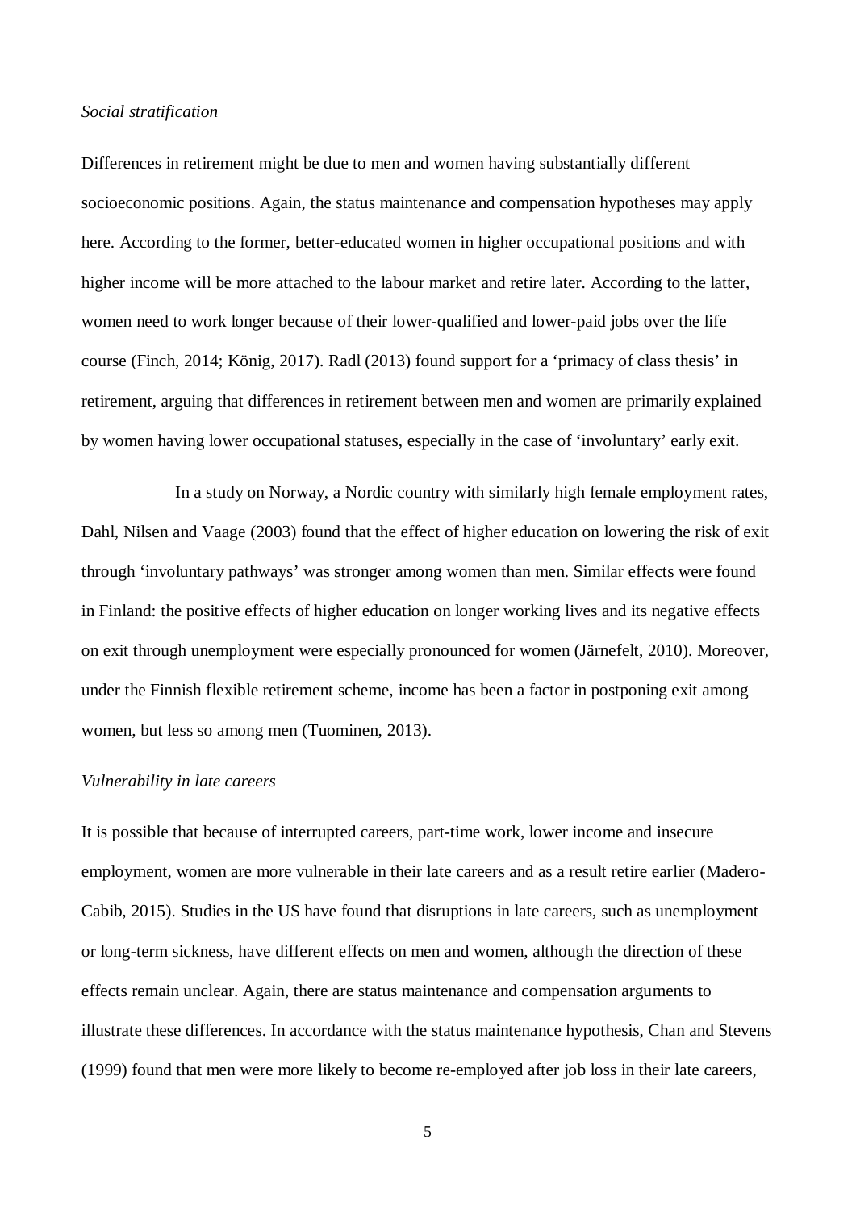*Social stratification*

Differences in retirement might be due to men and women having substantially different socioeconomic positions. Again, the status maintenance and compensation hypotheses may apply here. According to the former, better-educated women in higher occupational positions and with higher income will be more attached to the labour market and retire later. According to the latter, women need to work longer because of their lower-qualified and lower-paid jobs over the life course (Finch, 2014; König, 2017). Radl (2013) found support for a 'primacy of class thesis' in retirement, arguing that differences in retirement between men and women are primarily explained by women having lower occupational statuses, especially in the case of 'involuntary' early exit.

In a study on Norway, a Nordic country with similarly high female employment rates, Dahl, Nilsen and Vaage (2003) found that the effect of higher education on lowering the risk of exit through 'involuntary pathways' was stronger among women than men. Similar effects were found in Finland: the positive effects of higher education on longer working lives and its negative effects on exit through unemployment were especially pronounced for women (Järnefelt, 2010). Moreover, under the Finnish flexible retirement scheme, income has been a factor in postponing exit among women, but less so among men (Tuominen, 2013).

*Vulnerability in late careers*

It is possible that because of interrupted careers, part-time work, lower income and insecure employment, women are more vulnerable in their late careers and as a result retire earlier (Madero-Cabib, 2015). Studies in the US have found that disruptions in late careers, such as unemployment or long-term sickness, have different effects on men and women, although the direction of these effects remain unclear. Again, there are status maintenance and compensation arguments to illustrate these differences. In accordance with the status maintenance hypothesis, Chan and Stevens (1999) found that men were more likely to become re-employed after job loss in their late careers,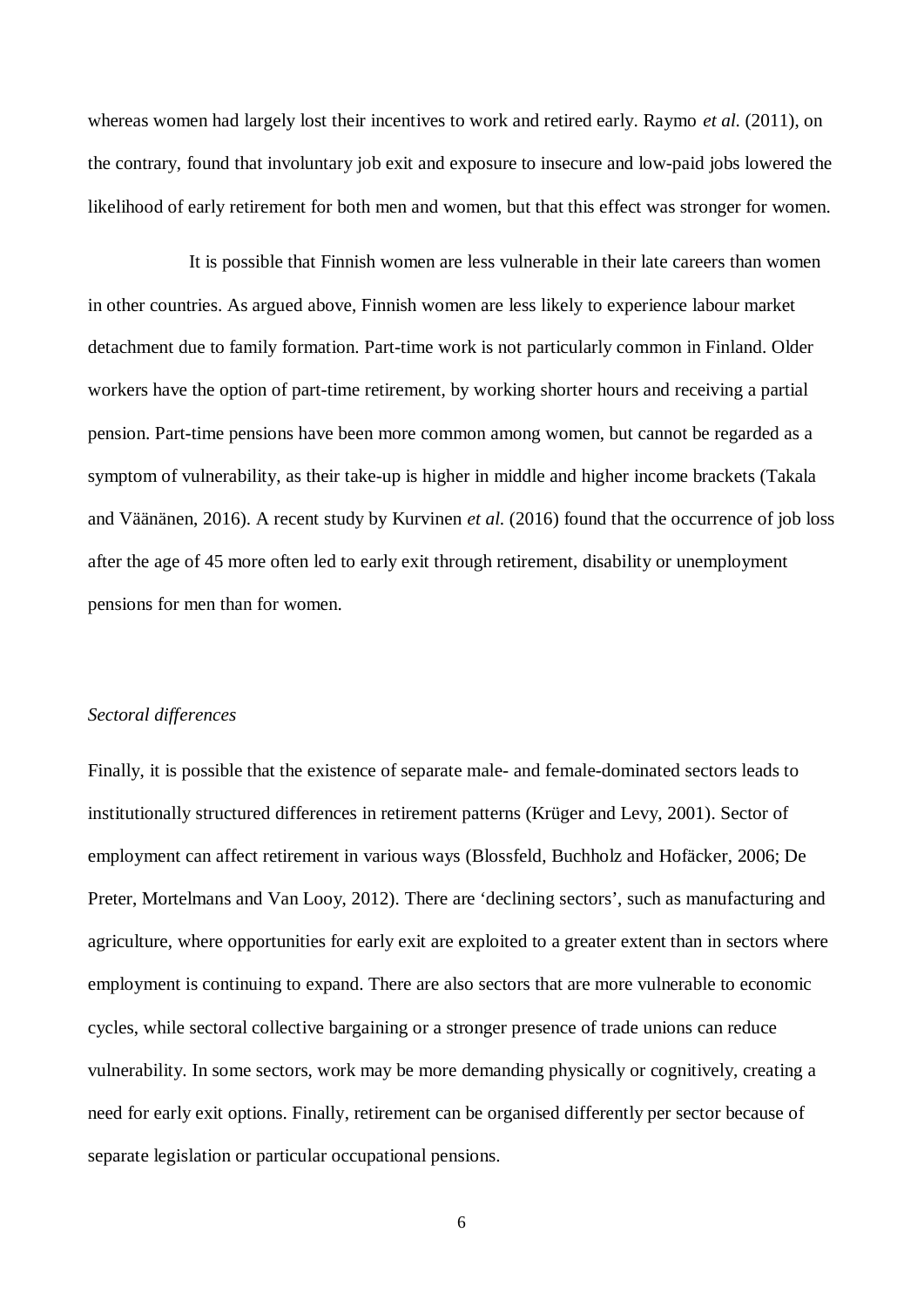whereas women had largely lost their incentives to work and retired early. Raymo *et al.* (2011), on the contrary, found that involuntary job exit and exposure to insecure and low-paid jobs lowered the likelihood of early retirement for both men and women, but that this effect was stronger for women.

It is possible that Finnish women are less vulnerable in their late careers than women in other countries. As argued above, Finnish women are less likely to experience labour market detachment due to family formation. Part-time work is not particularly common in Finland. Older workers have the option of part-time retirement, by working shorter hours and receiving a partial pension. Part-time pensions have been more common among women, but cannot be regarded as a symptom of vulnerability, as their take-up is higher in middle and higher income brackets (Takala and Väänänen, 2016). A recent study by Kurvinen *et al.* (2016) found that the occurrence of job loss after the age of 45 more often led to early exit through retirement, disability or unemployment pensions for men than for women.

*Sectoral differences*

Finally, it is possible that the existence of separate male- and female-dominated sectors leads to institutionally structured differences in retirement patterns (Krüger and Levy, 2001). Sector of employment can affect retirement in various ways (Blossfeld, Buchholz and Hofäcker, 2006; De Preter, Mortelmans and Van Looy, 2012). There are 'declining sectors', such as manufacturing and agriculture, where opportunities for early exit are exploited to a greater extent than in sectors where employment is continuing to expand. There are also sectors that are more vulnerable to economic cycles, while sectoral collective bargaining or a stronger presence of trade unions can reduce vulnerability. In some sectors, work may be more demanding physically or cognitively, creating a need for early exit options. Finally, retirement can be organised differently per sector because of separate legislation or particular occupational pensions.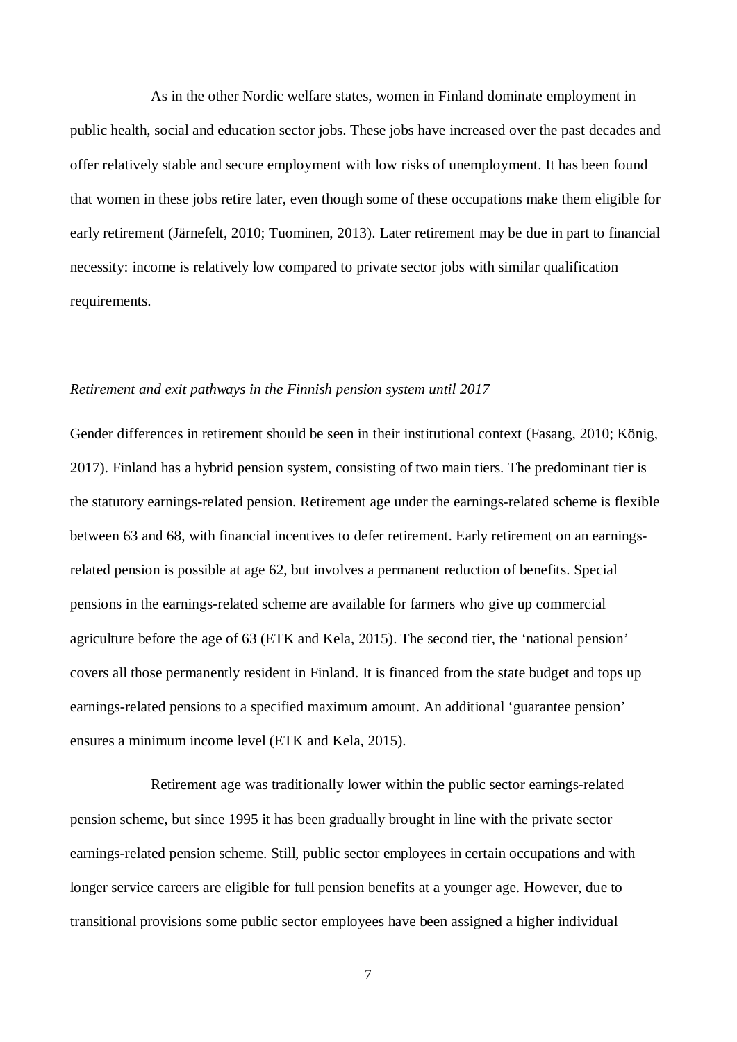As in the other Nordic welfare states, women in Finland dominate employment in public health, social and education sector jobs. These jobs have increased over the past decades and offer relatively stable and secure employment with low risks of unemployment. It has been found that women in these jobs retire later, even though some of these occupations make them eligible for early retirement (Järnefelt, 2010; Tuominen, 2013). Later retirement may be due in part to financial necessity: income is relatively low compared to private sector jobs with similar qualification requirements.

*Retirement and exit pathways in the Finnish pension system until 2017*

Gender differences in retirement should be seen in their institutional context (Fasang, 2010; König, 2017). Finland has a hybrid pension system, consisting of two main tiers. The predominant tier is the statutory earnings-related pension. Retirement age under the earnings-related scheme is flexible between 63 and 68, with financial incentives to defer retirement. Early retirement on an earnings-related pension is possible at age 62, but involves a permanent reduction of benefits. Special pensions in the earnings-related scheme are available for farmers who give up commercial agriculture before the age of 63 (ETK and Kela, 2015). The second tier, the 'national pension' covers all those permanently resident in Finland. It is financed from the state budget and tops up earnings-related pensions to a specified maximum amount. An additional 'guarantee pension' ensures a minimum income level (ETK and Kela, 2015).

Retirement age was traditionally lower within the public sector earnings-related pension scheme, but since 1995 it has been gradually brought in line with the private sector earnings-related pension scheme. Still, public sector employees in certain occupations and with longer service careers are eligible for full pension benefits at a younger age. However, due to transitional provisions some public sector employees have been assigned a higher individual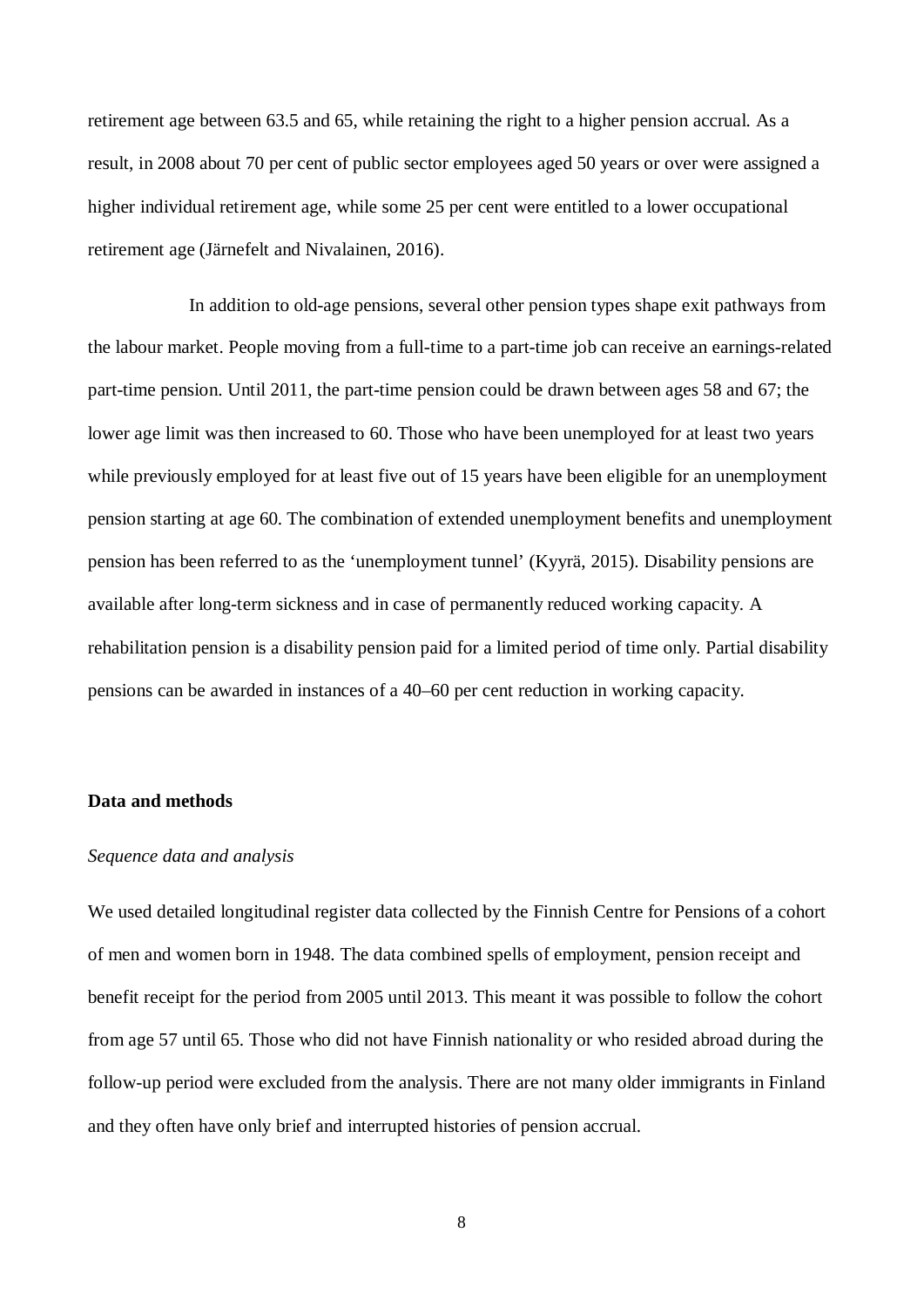retirement age between 63.5 and 65, while retaining the right to a higher pension accrual. As a result, in 2008 about 70 per cent of public sector employees aged 50 years or over were assigned a higher individual retirement age, while some 25 per cent were entitled to a lower occupational retirement age (Järnefelt and Nivalainen, 2016).

In addition to old-age pensions, several other pension types shape exit pathways from the labour market. People moving from a full-time to a part-time job can receive an earnings-related part-time pension. Until 2011, the part-time pension could be drawn between ages 58 and 67; the lower age limit was then increased to 60. Those who have been unemployed for at least two years while previously employed for at least five out of 15 years have been eligible for an unemployment pension starting at age 60. The combination of extended unemployment benefits and unemployment pension has been referred to as the 'unemployment tunnel' (Kyyrä, 2015). Disability pensions are available after long-term sickness and in case of permanently reduced working capacity. A rehabilitation pension is a disability pension paid for a limited period of time only. Partial disability pensions can be awarded in instances of a 40–60 per cent reduction in working capacity.

## Data and methods

### *Sequence data and analysis*

We used detailed longitudinal register data collected by the Finnish Centre for Pensions of a cohort of men and women born in 1948. The data combined spells of employment, pension receipt and benefit receipt for the period from 2005 until 2013. This meant it was possible to follow the cohort from age 57 until 65. Those who did not have Finnish nationality or who resided abroad during the follow-up period were excluded from the analysis. There are not many older immigrants in Finland and they often have only brief and interrupted histories of pension accrual.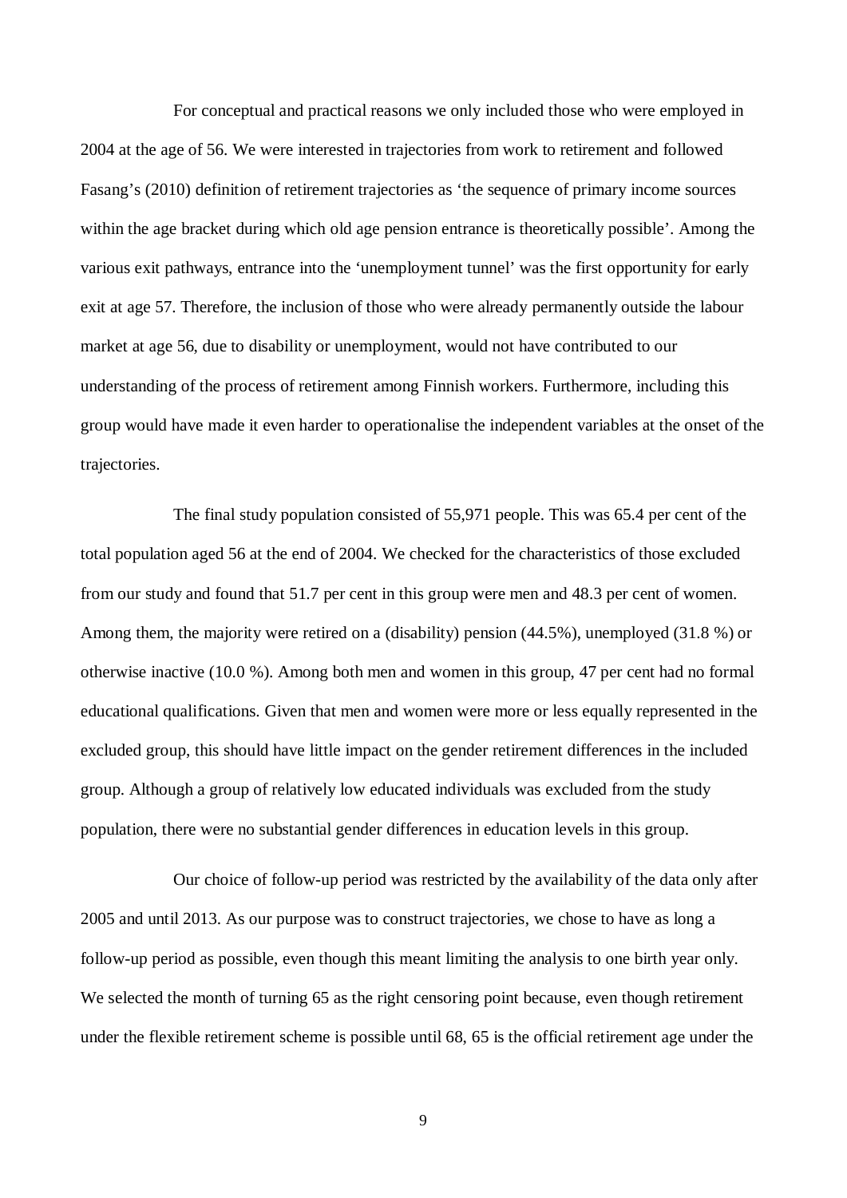For conceptual and practical reasons we only included those who were employed in 2004 at the age of 56. We were interested in trajectories from work to retirement and followed Fasang's (2010) definition of retirement trajectories as 'the sequence of primary income sources within the age bracket during which old age pension entrance is theoretically possible'. Among the various exit pathways, entrance into the 'unemployment tunnel' was the first opportunity for early exit at age 57. Therefore, the inclusion of those who were already permanently outside the labour market at age 56, due to disability or unemployment, would not have contributed to our understanding of the process of retirement among Finnish workers. Furthermore, including this group would have made it even harder to operationalise the independent variables at the onset of the trajectories.

The final study population consisted of 55,971 people. This was 65.4 per cent of the total population aged 56 at the end of 2004. We checked for the characteristics of those excluded from our study and found that 51.7 per cent in this group were men and 48.3 per cent of women. Among them, the majority were retired on a (disability) pension (44.5%), unemployed (31.8 %) or otherwise inactive (10.0 %). Among both men and women in this group, 47 per cent had no formal educational qualifications. Given that men and women were more or less equally represented in the excluded group, this should have little impact on the gender retirement differences in the included group. Although a group of relatively low educated individuals was excluded from the study population, there were no substantial gender differences in education levels in this group.

Our choice of follow-up period was restricted by the availability of the data only after 2005 and until 2013. As our purpose was to construct trajectories, we chose to have as long a follow-up period as possible, even though this meant limiting the analysis to one birth year only. We selected the month of turning 65 as the right censoring point because, even though retirement under the flexible retirement scheme is possible until 68, 65 is the official retirement age under the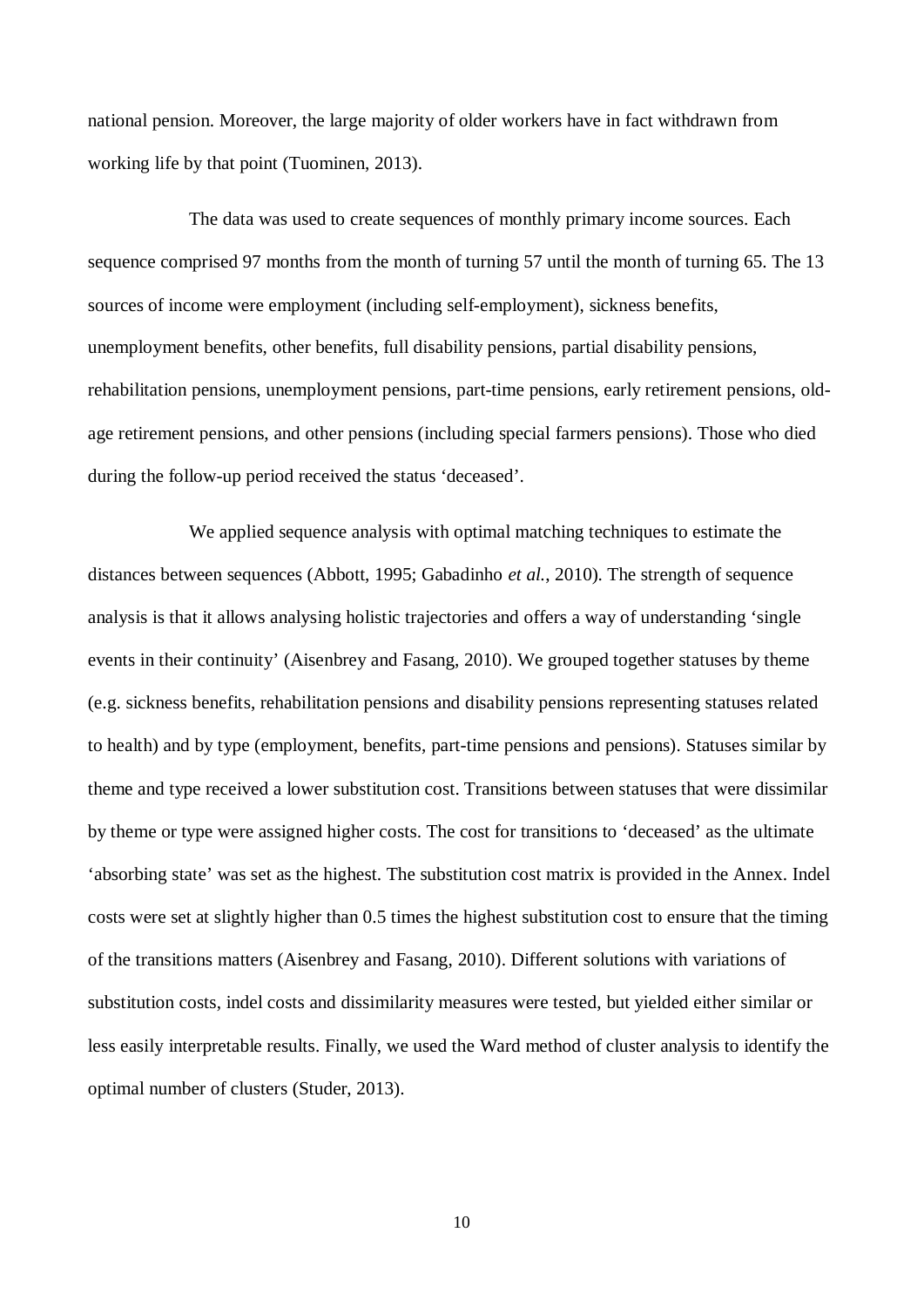national pension. Moreover, the large majority of older workers have in fact withdrawn from working life by that point (Tuominen, 2013).

The data was used to create sequences of monthly primary income sources. Each sequence comprised 97 months from the month of turning 57 until the month of turning 65. The 13 sources of income were employment (including self-employment), sickness benefits, unemployment benefits, other benefits, full disability pensions, partial disability pensions, rehabilitation pensions, unemployment pensions, part-time pensions, early retirement pensions, old-age retirement pensions, and other pensions (including special farmers pensions). Those who died during the follow-up period received the status 'deceased'.

We applied sequence analysis with optimal matching techniques to estimate the distances between sequences (Abbott, 1995; Gabadinho *et al.*, 2010). The strength of sequence analysis is that it allows analysing holistic trajectories and offers a way of understanding 'single events in their continuity' (Aisenbrey and Fasang, 2010). We grouped together statuses by theme (e.g. sickness benefits, rehabilitation pensions and disability pensions representing statuses related to health) and by type (employment, benefits, part-time pensions and pensions). Statuses similar by theme and type received a lower substitution cost. Transitions between statuses that were dissimilar by theme or type were assigned higher costs. The cost for transitions to 'deceased' as the ultimate 'absorbing state' was set as the highest. The substitution cost matrix is provided in the Annex. Indel costs were set at slightly higher than 0.5 times the highest substitution cost to ensure that the timing of the transitions matters (Aisenbrey and Fasang, 2010). Different solutions with variations of substitution costs, indel costs and dissimilarity measures were tested, but yielded either similar or less easily interpretable results. Finally, we used the Ward method of cluster analysis to identify the optimal number of clusters (Studer, 2013).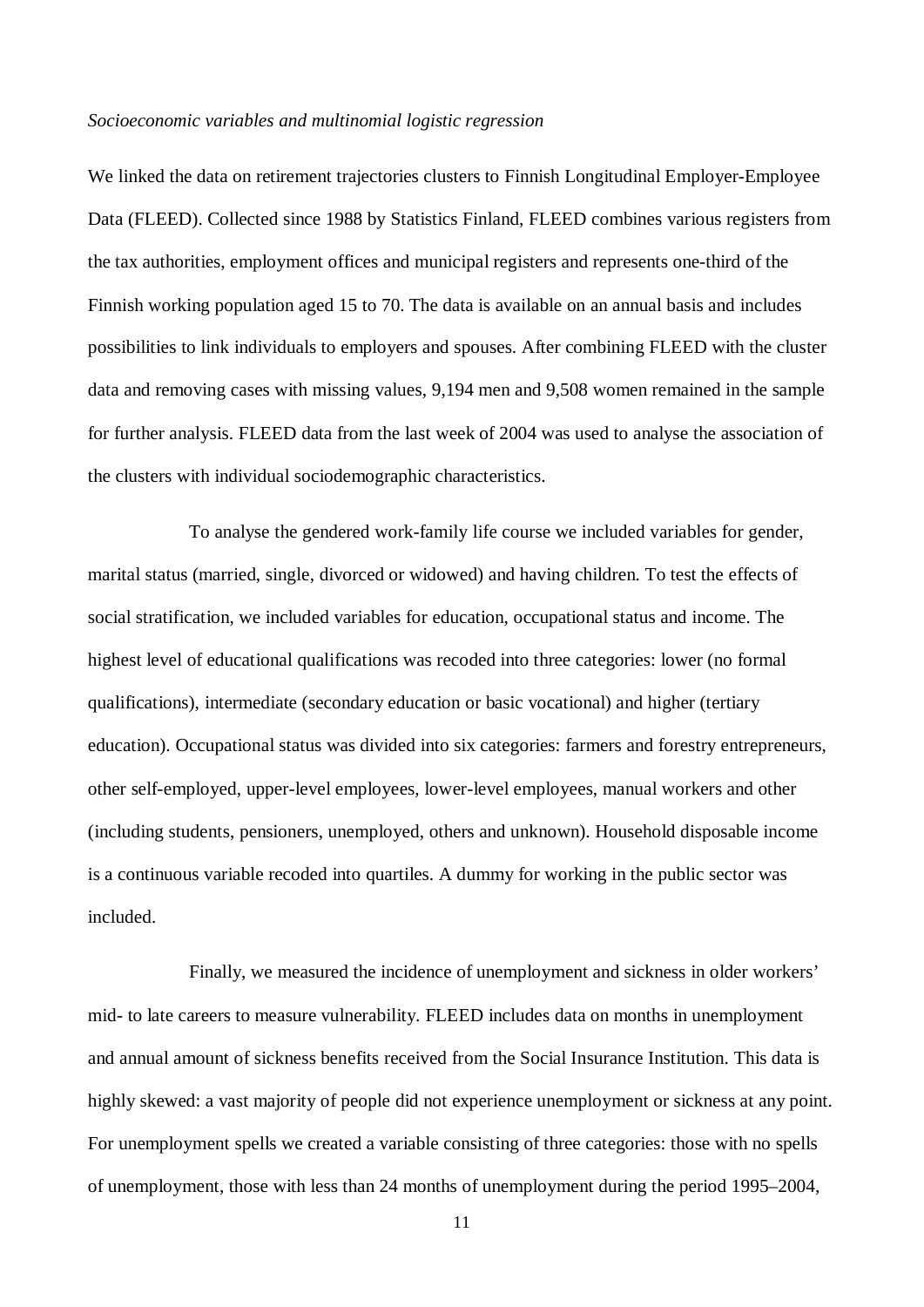*Socioeconomic variables and multinomial logistic regression*

We linked the data on retirement trajectories clusters to Finnish Longitudinal Employer-Employee Data (FLEED). Collected since 1988 by Statistics Finland, FLEED combines various registers from the tax authorities, employment offices and municipal registers and represents one-third of the Finnish working population aged 15 to 70. The data is available on an annual basis and includes possibilities to link individuals to employers and spouses. After combining FLEED with the cluster data and removing cases with missing values, 9,194 men and 9,508 women remained in the sample for further analysis. FLEED data from the last week of 2004 was used to analyse the association of the clusters with individual sociodemographic characteristics.

To analyse the gendered work-family life course we included variables for gender, marital status (married, single, divorced or widowed) and having children. To test the effects of social stratification, we included variables for education, occupational status and income. The highest level of educational qualifications was recoded into three categories: lower (no formal qualifications), intermediate (secondary education or basic vocational) and higher (tertiary education). Occupational status was divided into six categories: farmers and forestry entrepreneurs, other self-employed, upper-level employees, lower-level employees, manual workers and other (including students, pensioners, unemployed, others and unknown). Household disposable income is a continuous variable recoded into quartiles. A dummy for working in the public sector was included.

Finally, we measured the incidence of unemployment and sickness in older workers' mid- to late careers to measure vulnerability. FLEED includes data on months in unemployment and annual amount of sickness benefits received from the Social Insurance Institution. This data is highly skewed: a vast majority of people did not experience unemployment or sickness at any point. For unemployment spells we created a variable consisting of three categories: those with no spells of unemployment, those with less than 24 months of unemployment during the period 1995–2004,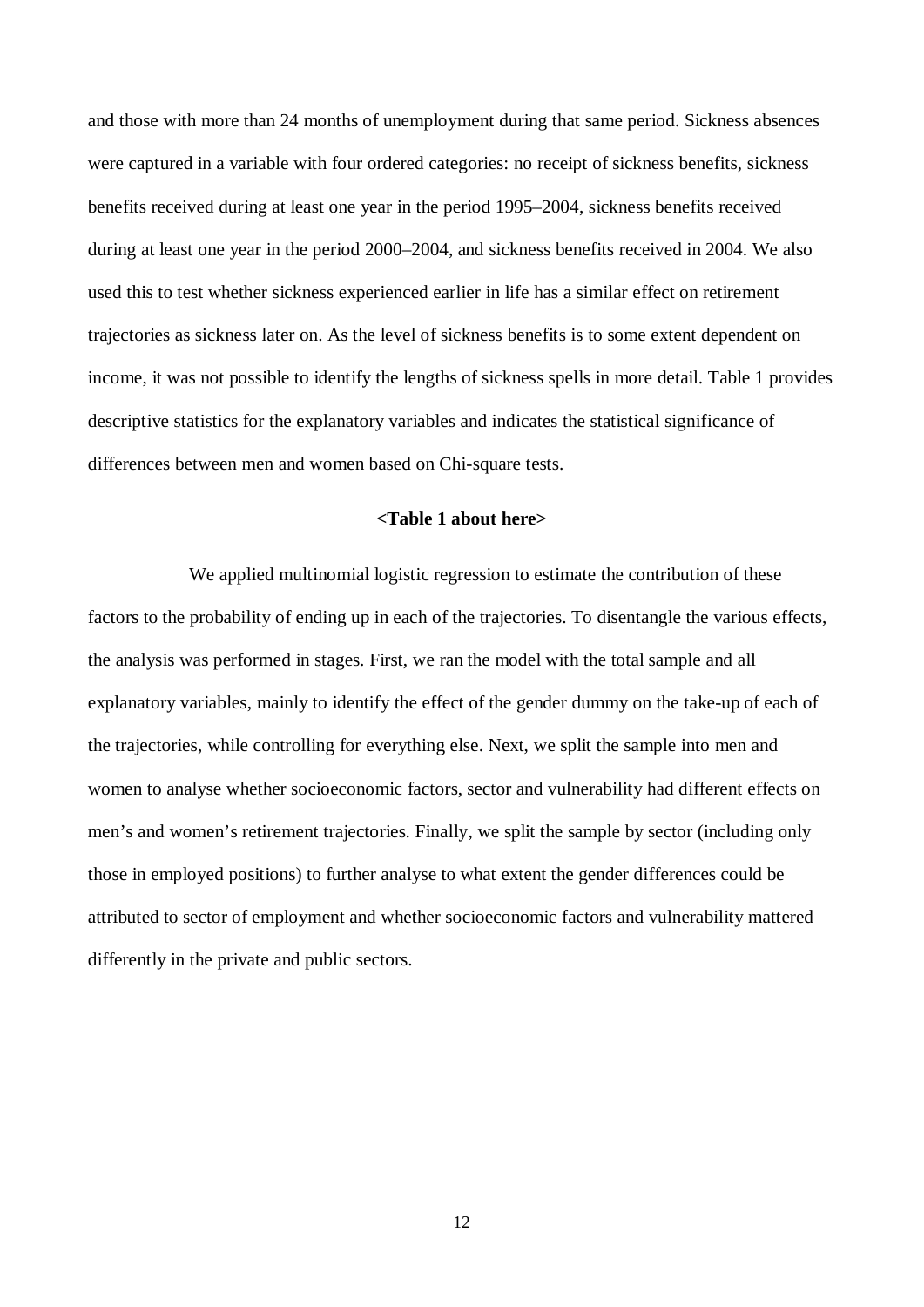and those with more than 24 months of unemployment during that same period. Sickness absences were captured in a variable with four ordered categories: no receipt of sickness benefits, sickness benefits received during at least one year in the period 1995–2004, sickness benefits received during at least one year in the period 2000–2004, and sickness benefits received in 2004. We also used this to test whether sickness experienced earlier in life has a similar effect on retirement trajectories as sickness later on. As the level of sickness benefits is to some extent dependent on income, it was not possible to identify the lengths of sickness spells in more detail. Table 1 provides descriptive statistics for the explanatory variables and indicates the statistical significance of differences between men and women based on Chi-square tests.

**<Table 1 about here>**

We applied multinomial logistic regression to estimate the contribution of these factors to the probability of ending up in each of the trajectories. To disentangle the various effects, the analysis was performed in stages. First, we ran the model with the total sample and all explanatory variables, mainly to identify the effect of the gender dummy on the take-up of each of the trajectories, while controlling for everything else. Next, we split the sample into men and women to analyse whether socioeconomic factors, sector and vulnerability had different effects on men's and women's retirement trajectories. Finally, we split the sample by sector (including only those in employed positions) to further analyse to what extent the gender differences could be attributed to sector of employment and whether socioeconomic factors and vulnerability mattered differently in the private and public sectors.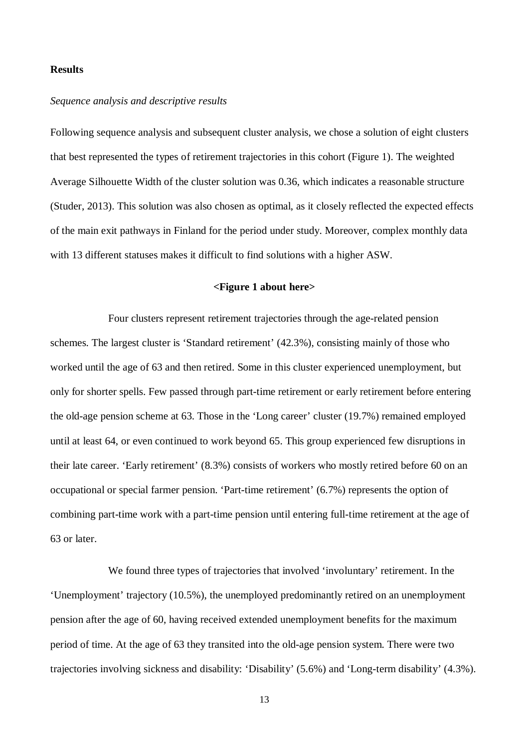## Results

*Sequence analysis and descriptive results*

Following sequence analysis and subsequent cluster analysis, we chose a solution of eight clusters that best represented the types of retirement trajectories in this cohort (Figure 1). The weighted Average Silhouette Width of the cluster solution was 0.36, which indicates a reasonable structure (Studer, 2013). This solution was also chosen as optimal, as it closely reflected the expected effects of the main exit pathways in Finland for the period under study. Moreover, complex monthly data with 13 different statuses makes it difficult to find solutions with a higher ASW.

**<Figure 1 about here>**

Four clusters represent retirement trajectories through the age-related pension schemes. The largest cluster is 'Standard retirement' (42.3%), consisting mainly of those who worked until the age of 63 and then retired. Some in this cluster experienced unemployment, but only for shorter spells. Few passed through part-time retirement or early retirement before entering the old-age pension scheme at 63. Those in the 'Long career' cluster (19.7%) remained employed until at least 64, or even continued to work beyond 65. This group experienced few disruptions in their late career. 'Early retirement' (8.3%) consists of workers who mostly retired before 60 on an occupational or special farmer pension. 'Part-time retirement' (6.7%) represents the option of combining part-time work with a part-time pension until entering full-time retirement at the age of 63 or later.

We found three types of trajectories that involved 'involuntary' retirement. In the 'Unemployment' trajectory (10.5%), the unemployed predominantly retired on an unemployment pension after the age of 60, having received extended unemployment benefits for the maximum period of time. At the age of 63 they transited into the old-age pension system. There were two trajectories involving sickness and disability: 'Disability' (5.6%) and 'Long-term disability' (4.3%).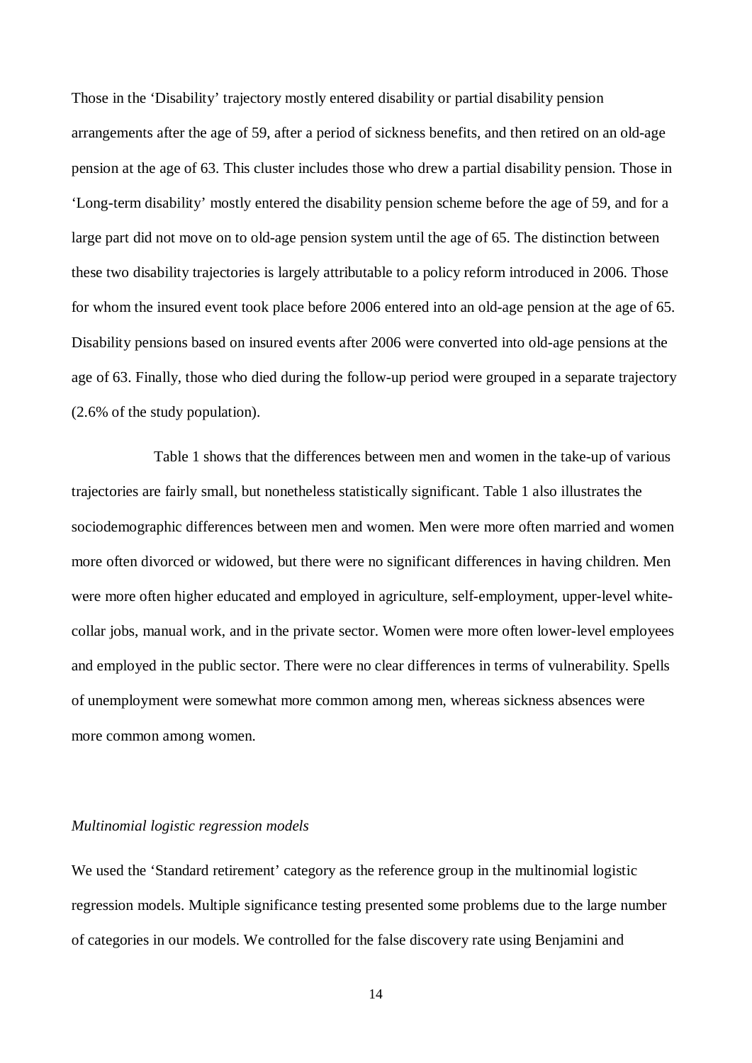Those in the 'Disability' trajectory mostly entered disability or partial disability pension arrangements after the age of 59, after a period of sickness benefits, and then retired on an old-age pension at the age of 63. This cluster includes those who drew a partial disability pension. Those in 'Long-term disability' mostly entered the disability pension scheme before the age of 59, and for a large part did not move on to old-age pension system until the age of 65. The distinction between these two disability trajectories is largely attributable to a policy reform introduced in 2006. Those for whom the insured event took place before 2006 entered into an old-age pension at the age of 65. Disability pensions based on insured events after 2006 were converted into old-age pensions at the age of 63. Finally, those who died during the follow-up period were grouped in a separate trajectory (2.6% of the study population).

Table 1 shows that the differences between men and women in the take-up of various trajectories are fairly small, but nonetheless statistically significant. Table 1 also illustrates the sociodemographic differences between men and women. Men were more often married and women more often divorced or widowed, but there were no significant differences in having children. Men were more often higher educated and employed in agriculture, self-employment, upper-level white-collar jobs, manual work, and in the private sector. Women were more often lower-level employees and employed in the public sector. There were no clear differences in terms of vulnerability. Spells of unemployment were somewhat more common among men, whereas sickness absences were more common among women.

*Multinomial logistic regression models*

We used the 'Standard retirement' category as the reference group in the multinomial logistic regression models. Multiple significance testing presented some problems due to the large number of categories in our models. We controlled for the false discovery rate using Benjamini and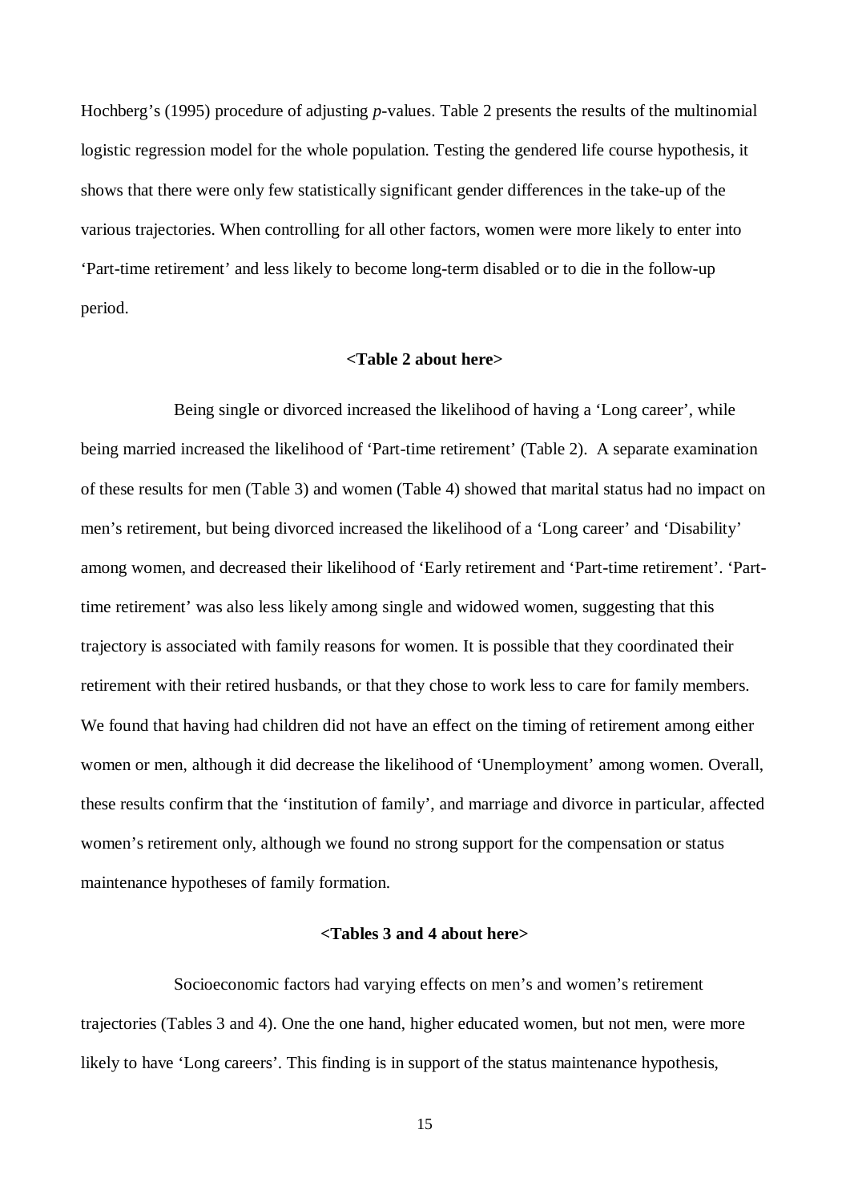Hochberg's (1995) procedure of adjusting *p*-values. Table 2 presents the results of the multinomial logistic regression model for the whole population. Testing the gendered life course hypothesis, it shows that there were only few statistically significant gender differences in the take-up of the various trajectories. When controlling for all other factors, women were more likely to enter into 'Part-time retirement' and less likely to become long-term disabled or to die in the follow-up period.

**<Table 2 about here>**

Being single or divorced increased the likelihood of having a 'Long career', while being married increased the likelihood of 'Part-time retirement' (Table 2). A separate examination of these results for men (Table 3) and women (Table 4) showed that marital status had no impact on men's retirement, but being divorced increased the likelihood of a 'Long career' and 'Disability' among women, and decreased their likelihood of 'Early retirement and 'Part-time retirement'. 'Part-time retirement' was also less likely among single and widowed women, suggesting that this trajectory is associated with family reasons for women. It is possible that they coordinated their retirement with their retired husbands, or that they chose to work less to care for family members. We found that having had children did not have an effect on the timing of retirement among either women or men, although it did decrease the likelihood of 'Unemployment' among women. Overall, these results confirm that the 'institution of family', and marriage and divorce in particular, affected women's retirement only, although we found no strong support for the compensation or status maintenance hypotheses of family formation.

**<Tables 3 and 4 about here>**

Socioeconomic factors had varying effects on men's and women's retirement trajectories (Tables 3 and 4). One the one hand, higher educated women, but not men, were more likely to have 'Long careers'. This finding is in support of the status maintenance hypothesis,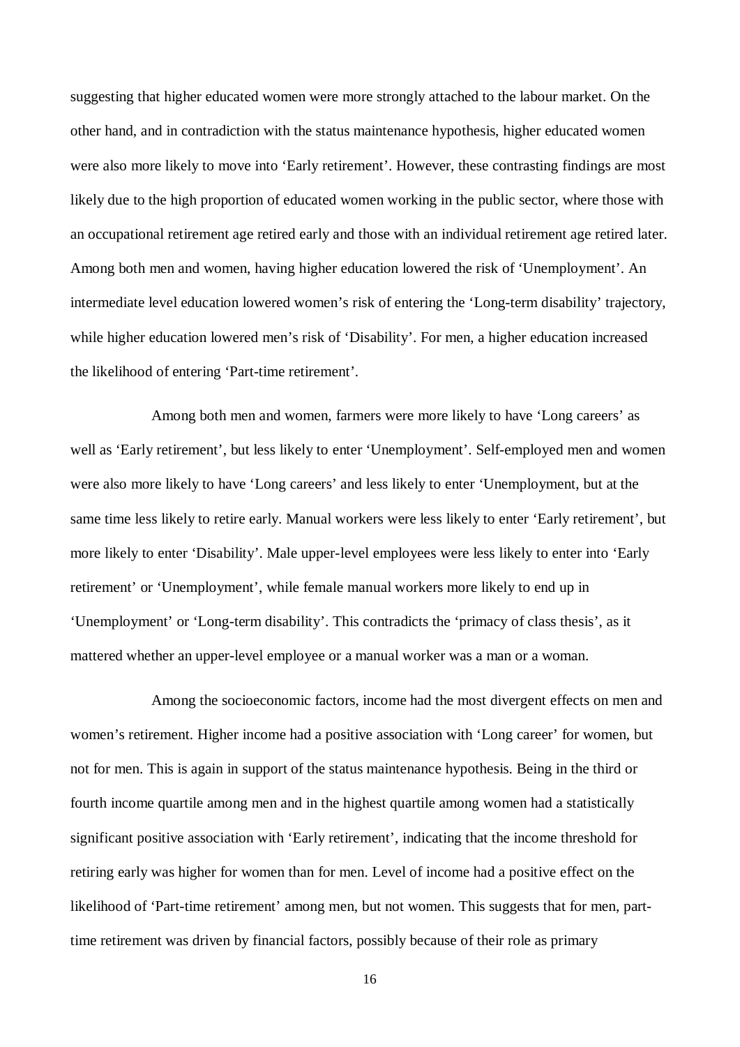suggesting that higher educated women were more strongly attached to the labour market. On the other hand, and in contradiction with the status maintenance hypothesis, higher educated women were also more likely to move into 'Early retirement'. However, these contrasting findings are most likely due to the high proportion of educated women working in the public sector, where those with an occupational retirement age retired early and those with an individual retirement age retired later. Among both men and women, having higher education lowered the risk of 'Unemployment'. An intermediate level education lowered women's risk of entering the 'Long-term disability' trajectory, while higher education lowered men's risk of 'Disability'. For men, a higher education increased the likelihood of entering 'Part-time retirement'.

Among both men and women, farmers were more likely to have 'Long careers' as well as 'Early retirement', but less likely to enter 'Unemployment'. Self-employed men and women were also more likely to have 'Long careers' and less likely to enter 'Unemployment, but at the same time less likely to retire early. Manual workers were less likely to enter 'Early retirement', but more likely to enter 'Disability'. Male upper-level employees were less likely to enter into 'Early retirement' or 'Unemployment', while female manual workers more likely to end up in 'Unemployment' or 'Long-term disability'. This contradicts the 'primacy of class thesis', as it mattered whether an upper-level employee or a manual worker was a man or a woman.

Among the socioeconomic factors, income had the most divergent effects on men and women's retirement. Higher income had a positive association with 'Long career' for women, but not for men. This is again in support of the status maintenance hypothesis. Being in the third or fourth income quartile among men and in the highest quartile among women had a statistically significant positive association with 'Early retirement', indicating that the income threshold for retiring early was higher for women than for men. Level of income had a positive effect on the likelihood of 'Part-time retirement' among men, but not women. This suggests that for men, part-time retirement was driven by financial factors, possibly because of their role as primary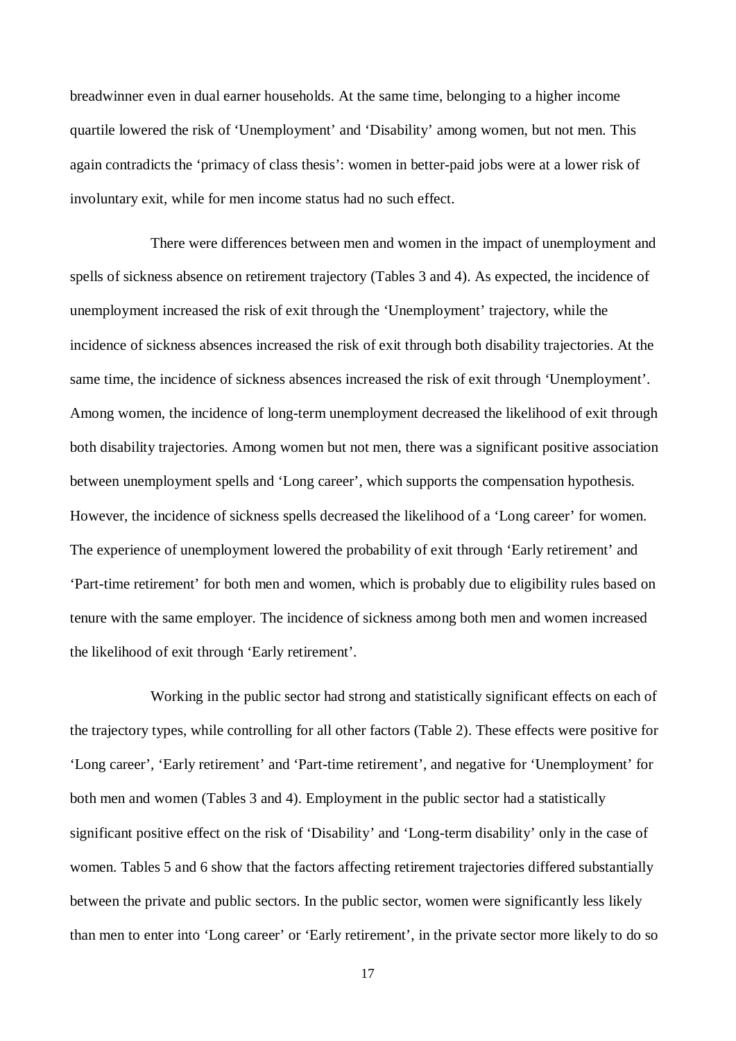breadwinner even in dual earner households. At the same time, belonging to a higher income quartile lowered the risk of 'Unemployment' and 'Disability' among women, but not men. This again contradicts the 'primacy of class thesis': women in better-paid jobs were at a lower risk of involuntary exit, while for men income status had no such effect.

There were differences between men and women in the impact of unemployment and spells of sickness absence on retirement trajectory (Tables 3 and 4). As expected, the incidence of unemployment increased the risk of exit through the 'Unemployment' trajectory, while the incidence of sickness absences increased the risk of exit through both disability trajectories. At the same time, the incidence of sickness absences increased the risk of exit through 'Unemployment'. Among women, the incidence of long-term unemployment decreased the likelihood of exit through both disability trajectories. Among women but not men, there was a significant positive association between unemployment spells and 'Long career', which supports the compensation hypothesis. However, the incidence of sickness spells decreased the likelihood of a 'Long career' for women. The experience of unemployment lowered the probability of exit through 'Early retirement' and 'Part-time retirement' for both men and women, which is probably due to eligibility rules based on tenure with the same employer. The incidence of sickness among both men and women increased the likelihood of exit through 'Early retirement'.

Working in the public sector had strong and statistically significant effects on each of the trajectory types, while controlling for all other factors (Table 2). These effects were positive for 'Long career', 'Early retirement' and 'Part-time retirement', and negative for 'Unemployment' for both men and women (Tables 3 and 4). Employment in the public sector had a statistically significant positive effect on the risk of 'Disability' and 'Long-term disability' only in the case of women. Tables 5 and 6 show that the factors affecting retirement trajectories differed substantially between the private and public sectors. In the public sector, women were significantly less likely than men to enter into 'Long career' or 'Early retirement', in the private sector more likely to do so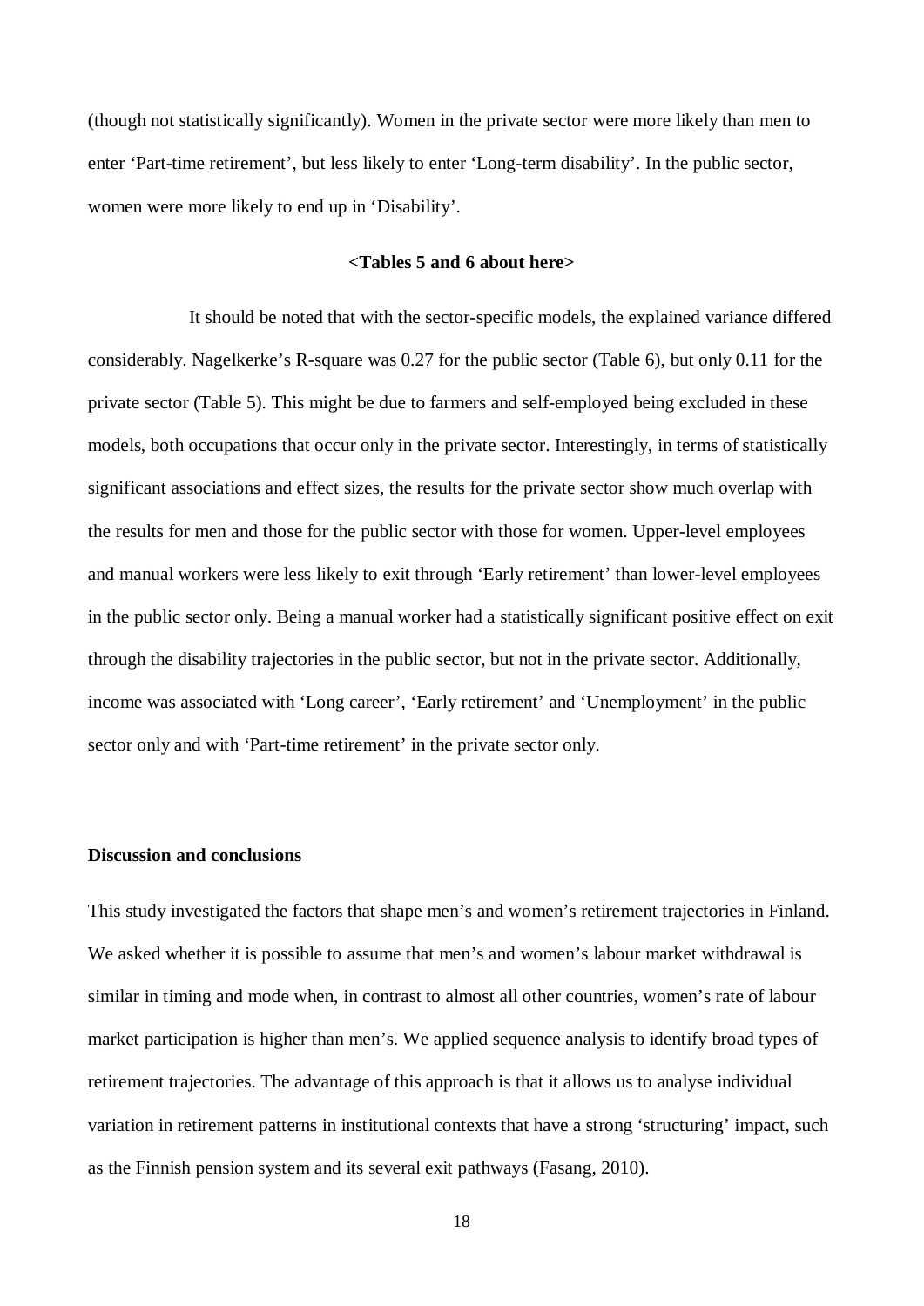(though not statistically significantly). Women in the private sector were more likely than men to enter 'Part-time retirement', but less likely to enter 'Long-term disability'. In the public sector, women were more likely to end up in 'Disability'.

**<Tables 5 and 6 about here>**

It should be noted that with the sector-specific models, the explained variance differed considerably. Nagelkerke's R-square was 0.27 for the public sector (Table 6), but only 0.11 for the private sector (Table 5). This might be due to farmers and self-employed being excluded in these models, both occupations that occur only in the private sector. Interestingly, in terms of statistically significant associations and effect sizes, the results for the private sector show much overlap with the results for men and those for the public sector with those for women. Upper-level employees and manual workers were less likely to exit through 'Early retirement' than lower-level employees in the public sector only. Being a manual worker had a statistically significant positive effect on exit through the disability trajectories in the public sector, but not in the private sector. Additionally, income was associated with 'Long career', 'Early retirement' and 'Unemployment' in the public sector only and with 'Part-time retirement' in the private sector only.

## Discussion and conclusions

This study investigated the factors that shape men's and women's retirement trajectories in Finland. We asked whether it is possible to assume that men's and women's labour market withdrawal is similar in timing and mode when, in contrast to almost all other countries, women's rate of labour market participation is higher than men's. We applied sequence analysis to identify broad types of retirement trajectories. The advantage of this approach is that it allows us to analyse individual variation in retirement patterns in institutional contexts that have a strong 'structuring' impact, such as the Finnish pension system and its several exit pathways (Fasang, 2010).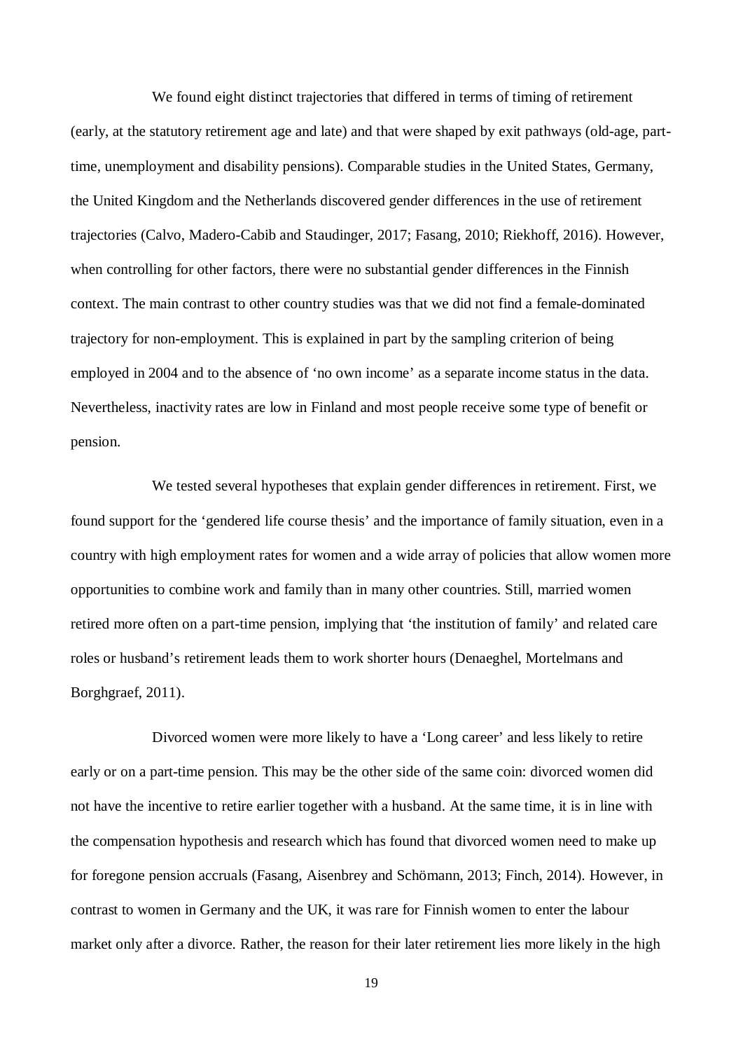We found eight distinct trajectories that differed in terms of timing of retirement (early, at the statutory retirement age and late) and that were shaped by exit pathways (old-age, part-time, unemployment and disability pensions). Comparable studies in the United States, Germany, the United Kingdom and the Netherlands discovered gender differences in the use of retirement trajectories (Calvo, Madero-Cabib and Staudinger, 2017; Fasang, 2010; Riekhoff, 2016). However, when controlling for other factors, there were no substantial gender differences in the Finnish context. The main contrast to other country studies was that we did not find a female-dominated trajectory for non-employment. This is explained in part by the sampling criterion of being employed in 2004 and to the absence of 'no own income' as a separate income status in the data. Nevertheless, inactivity rates are low in Finland and most people receive some type of benefit or pension.

We tested several hypotheses that explain gender differences in retirement. First, we found support for the 'gendered life course thesis' and the importance of family situation, even in a country with high employment rates for women and a wide array of policies that allow women more opportunities to combine work and family than in many other countries. Still, married women retired more often on a part-time pension, implying that 'the institution of family' and related care roles or husband's retirement leads them to work shorter hours (Denaeghel, Mortelmans and Borghgraef, 2011).

Divorced women were more likely to have a 'Long career' and less likely to retire early or on a part-time pension. This may be the other side of the same coin: divorced women did not have the incentive to retire earlier together with a husband. At the same time, it is in line with the compensation hypothesis and research which has found that divorced women need to make up for foregone pension accruals (Fasang, Aisenbrey and Schömann, 2013; Finch, 2014). However, in contrast to women in Germany and the UK, it was rare for Finnish women to enter the labour market only after a divorce. Rather, the reason for their later retirement lies more likely in the high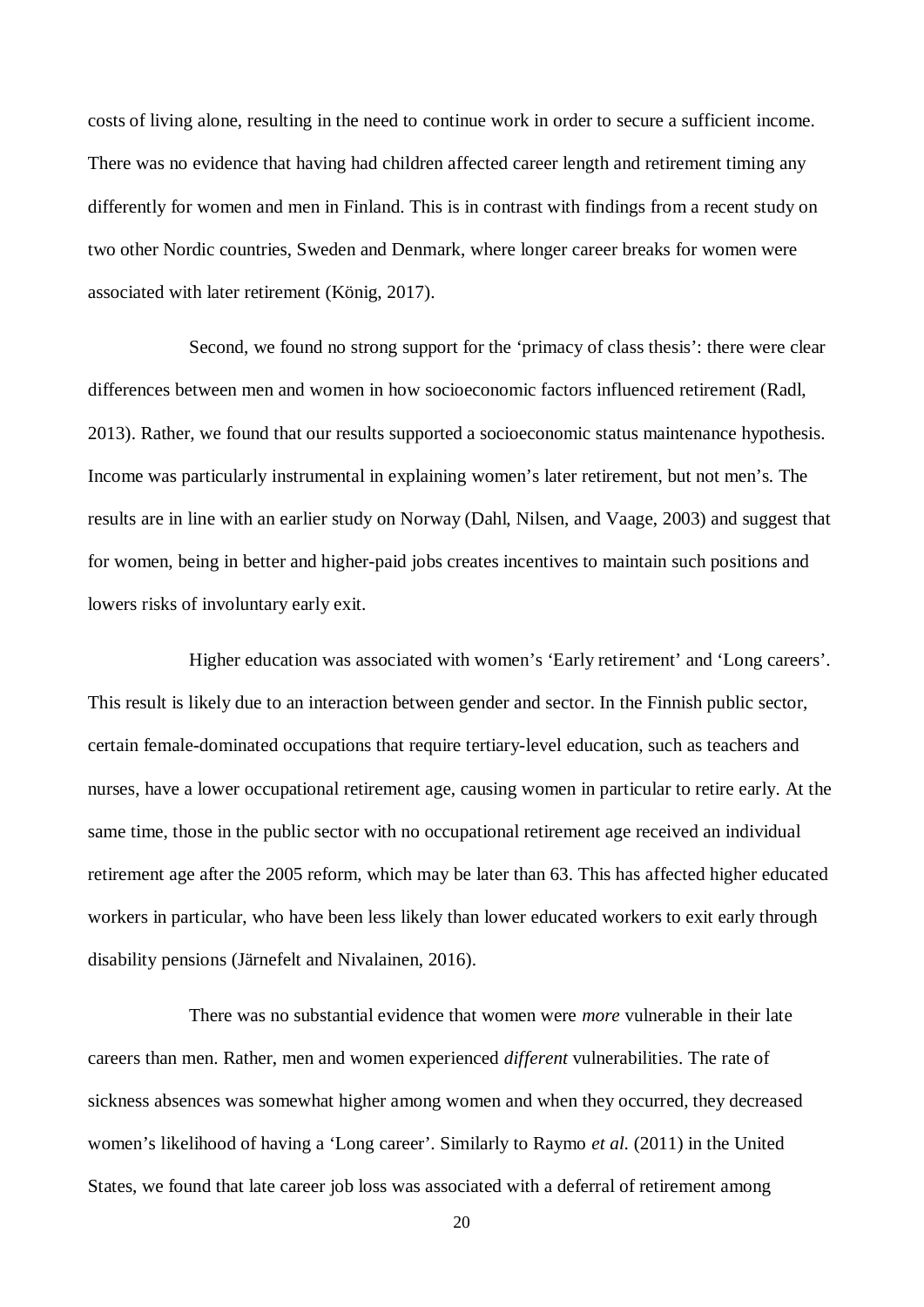costs of living alone, resulting in the need to continue work in order to secure a sufficient income. There was no evidence that having had children affected career length and retirement timing any differently for women and men in Finland. This is in contrast with findings from a recent study on two other Nordic countries, Sweden and Denmark, where longer career breaks for women were associated with later retirement (König, 2017).

Second, we found no strong support for the 'primacy of class thesis': there were clear differences between men and women in how socioeconomic factors influenced retirement (Radl, 2013). Rather, we found that our results supported a socioeconomic status maintenance hypothesis. Income was particularly instrumental in explaining women's later retirement, but not men's. The results are in line with an earlier study on Norway (Dahl, Nilsen, and Vaage, 2003) and suggest that for women, being in better and higher-paid jobs creates incentives to maintain such positions and lowers risks of involuntary early exit.

Higher education was associated with women's 'Early retirement' and 'Long careers'. This result is likely due to an interaction between gender and sector. In the Finnish public sector, certain female-dominated occupations that require tertiary-level education, such as teachers and nurses, have a lower occupational retirement age, causing women in particular to retire early. At the same time, those in the public sector with no occupational retirement age received an individual retirement age after the 2005 reform, which may be later than 63. This has affected higher educated workers in particular, who have been less likely than lower educated workers to exit early through disability pensions (Järnefelt and Nivalainen, 2016).

There was no substantial evidence that women were *more* vulnerable in their late careers than men. Rather, men and women experienced *different* vulnerabilities. The rate of sickness absences was somewhat higher among women and when they occurred, they decreased women's likelihood of having a 'Long career'. Similarly to Raymo *et al.* (2011) in the United States, we found that late career job loss was associated with a deferral of retirement among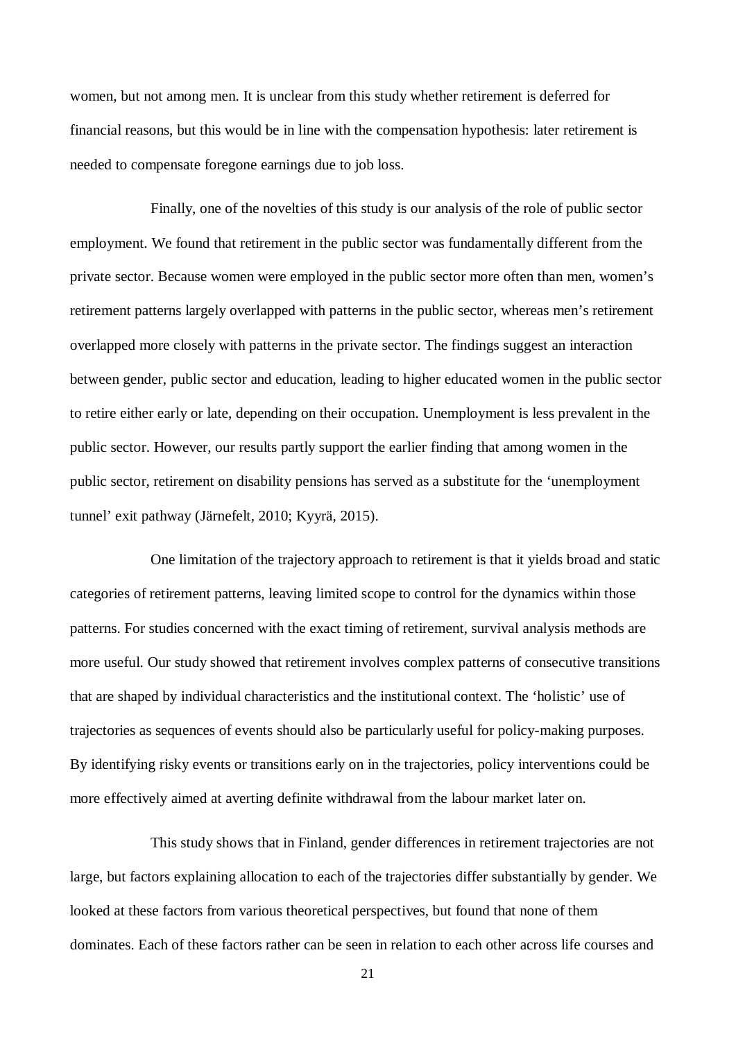women, but not among men. It is unclear from this study whether retirement is deferred for financial reasons, but this would be in line with the compensation hypothesis: later retirement is needed to compensate foregone earnings due to job loss.

Finally, one of the novelties of this study is our analysis of the role of public sector employment. We found that retirement in the public sector was fundamentally different from the private sector. Because women were employed in the public sector more often than men, women's retirement patterns largely overlapped with patterns in the public sector, whereas men's retirement overlapped more closely with patterns in the private sector. The findings suggest an interaction between gender, public sector and education, leading to higher educated women in the public sector to retire either early or late, depending on their occupation. Unemployment is less prevalent in the public sector. However, our results partly support the earlier finding that among women in the public sector, retirement on disability pensions has served as a substitute for the 'unemployment tunnel' exit pathway (Järnefelt, 2010; Kyyrä, 2015).

One limitation of the trajectory approach to retirement is that it yields broad and static categories of retirement patterns, leaving limited scope to control for the dynamics within those patterns. For studies concerned with the exact timing of retirement, survival analysis methods are more useful. Our study showed that retirement involves complex patterns of consecutive transitions that are shaped by individual characteristics and the institutional context. The 'holistic' use of trajectories as sequences of events should also be particularly useful for policy-making purposes. By identifying risky events or transitions early on in the trajectories, policy interventions could be more effectively aimed at averting definite withdrawal from the labour market later on.

This study shows that in Finland, gender differences in retirement trajectories are not large, but factors explaining allocation to each of the trajectories differ substantially by gender. We looked at these factors from various theoretical perspectives, but found that none of them dominates. Each of these factors rather can be seen in relation to each other across life courses and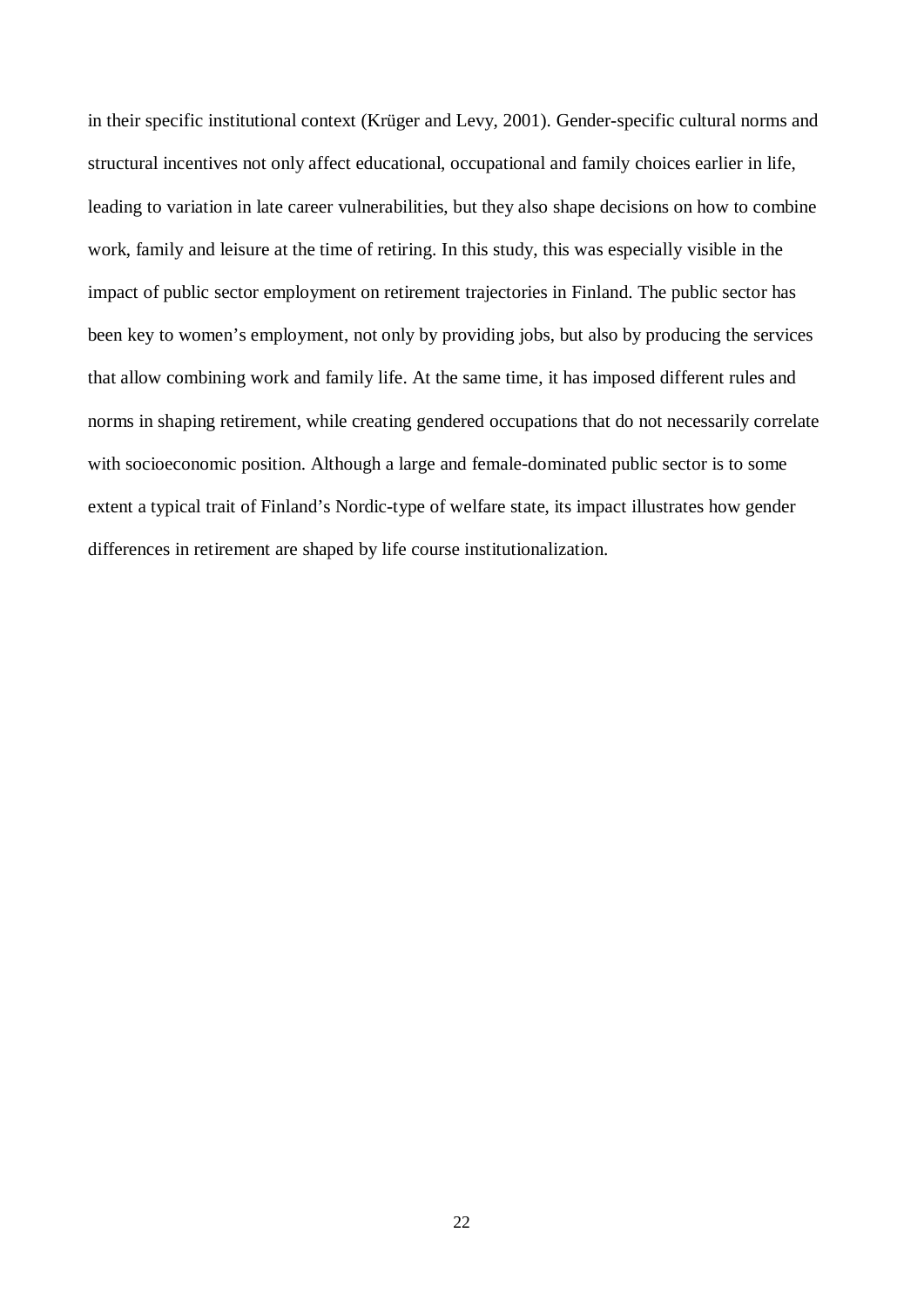in their specific institutional context (Krüger and Levy, 2001). Gender-specific cultural norms and structural incentives not only affect educational, occupational and family choices earlier in life, leading to variation in late career vulnerabilities, but they also shape decisions on how to combine work, family and leisure at the time of retiring. In this study, this was especially visible in the impact of public sector employment on retirement trajectories in Finland. The public sector has been key to women's employment, not only by providing jobs, but also by producing the services that allow combining work and family life. At the same time, it has imposed different rules and norms in shaping retirement, while creating gendered occupations that do not necessarily correlate with socioeconomic position. Although a large and female-dominated public sector is to some extent a typical trait of Finland's Nordic-type of welfare state, its impact illustrates how gender differences in retirement are shaped by life course institutionalization.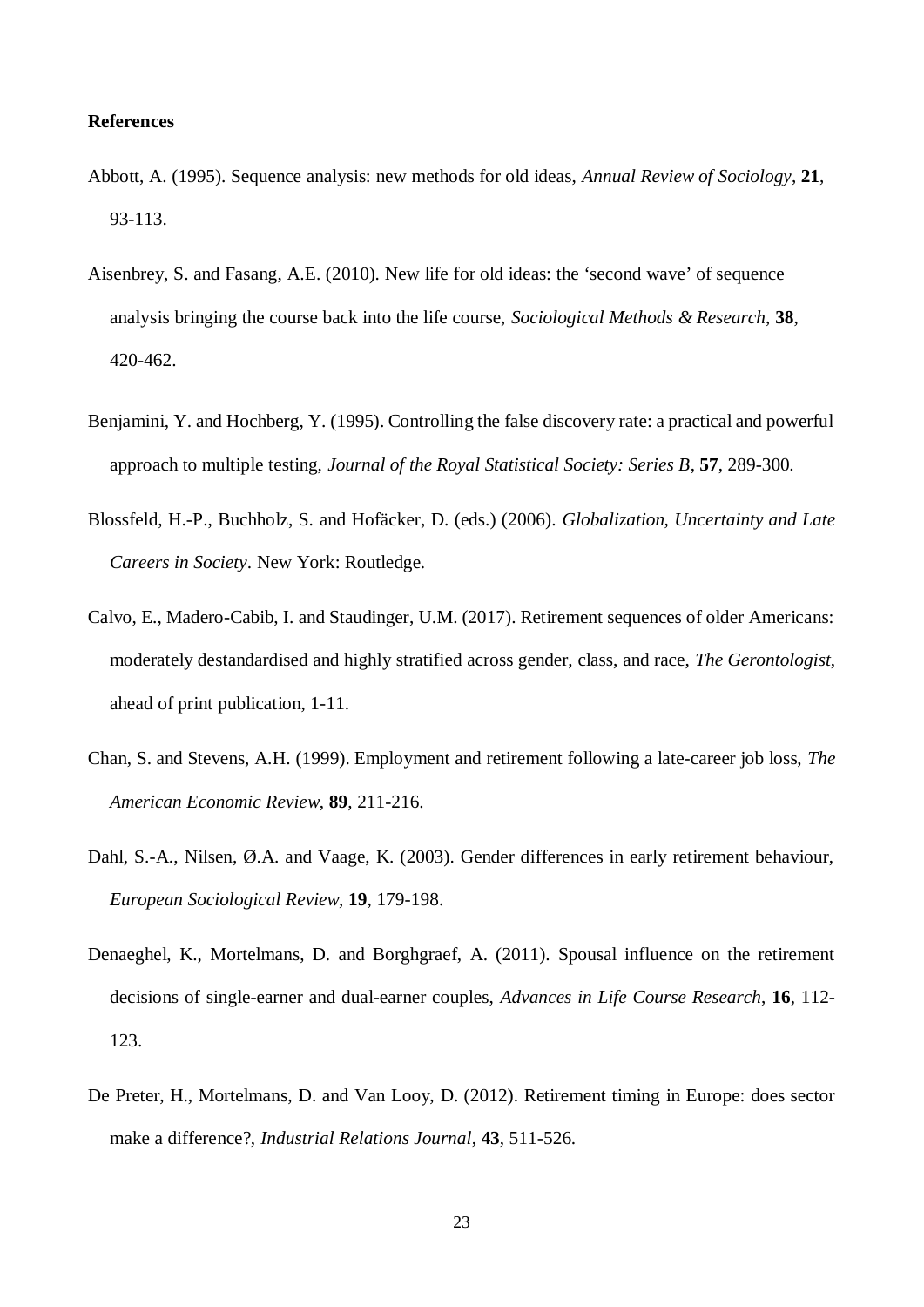**References**

Abbott, A. (1995). Sequence analysis: new methods for old ideas, *Annual Review of Sociology*, **21**, 93-113.

Aisenbrey, S. and Fasang, A.E. (2010). New life for old ideas: the 'second wave' of sequence analysis bringing the course back into the life course, *Sociological Methods & Research*, **38**, 420-462.

Benjamini, Y. and Hochberg, Y. (1995). Controlling the false discovery rate: a practical and powerful approach to multiple testing, *Journal of the Royal Statistical Society: Series B*, **57**, 289-300.

Blossfeld, H.-P., Buchholz, S. and Hofäcker, D. (eds.) (2006). *Globalization, Uncertainty and Late Careers in Society*. New York: Routledge.

Calvo, E., Madero-Cabib, I. and Staudinger, U.M. (2017). Retirement sequences of older Americans: moderately destandardised and highly stratified across gender, class, and race, *The Gerontologist*, ahead of print publication, 1-11.

Chan, S. and Stevens, A.H. (1999). Employment and retirement following a late-career job loss, *The American Economic Review*, **89**, 211-216.

Dahl, S.-A., Nilsen, Ø.A. and Vaage, K. (2003). Gender differences in early retirement behaviour, *European Sociological Review*, **19**, 179-198.

Denaeghel, K., Mortelmans, D. and Borghgraef, A. (2011). Spousal influence on the retirement decisions of single-earner and dual-earner couples, *Advances in Life Course Research*, **16**, 112-123.

De Preter, H., Mortelmans, D. and Van Looy, D. (2012). Retirement timing in Europe: does sector make a difference?, *Industrial Relations Journal*, **43**, 511-526.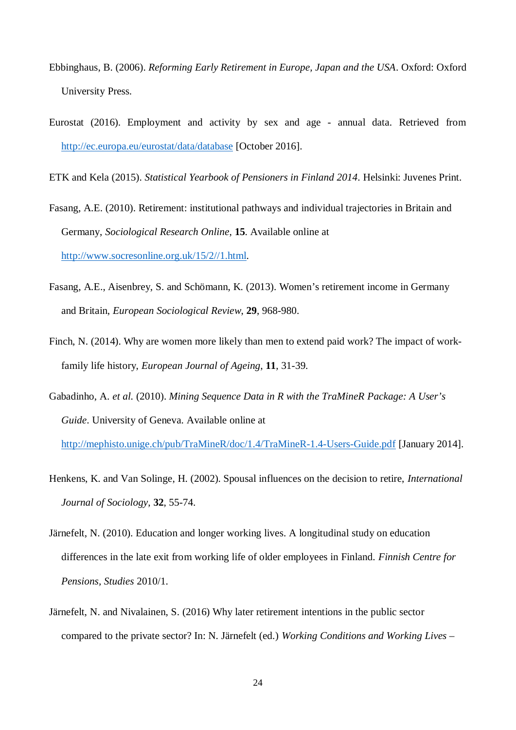Ebbinghaus, B. (2006). *Reforming Early Retirement in Europe, Japan and the USA*. Oxford: Oxford University Press.

Eurostat (2016). Employment and activity by sex and age - annual data. Retrieved from http://ec.europa.eu/eurostat/data/database [October 2016].

ETK and Kela (2015). *Statistical Yearbook of Pensioners in Finland 2014*. Helsinki: Juvenes Print.

Fasang, A.E. (2010). Retirement: institutional pathways and individual trajectories in Britain and Germany, *Sociological Research Online*, **15**. Available online at http://www.socresonline.org.uk/15/2//1.html.

Fasang, A.E., Aisenbrey, S. and Schömann, K. (2013). Women's retirement income in Germany and Britain, *European Sociological Review*, **29**, 968-980.

Finch, N. (2014). Why are women more likely than men to extend paid work? The impact of work-family life history, *European Journal of Ageing*, **11**, 31-39.

Gabadinho, A. *et al.* (2010). *Mining Sequence Data in R with the TraMineR Package: A User's Guide*. University of Geneva. Available online at http://mephisto.unige.ch/pub/TraMineR/doc/1.4/TraMineR-1.4-Users-Guide.pdf [January 2014].

Henkens, K. and Van Solinge, H. (2002). Spousal influences on the decision to retire, *International Journal of Sociology*, **32**, 55-74.

Järnefelt, N. (2010). Education and longer working lives. A longitudinal study on education differences in the late exit from working life of older employees in Finland. *Finnish Centre for Pensions, Studies* 2010/1.

Järnefelt, N. and Nivalainen, S. (2016) Why later retirement intentions in the public sector compared to the private sector? In: N. Järnefelt (ed.) *Working Conditions and Working Lives –*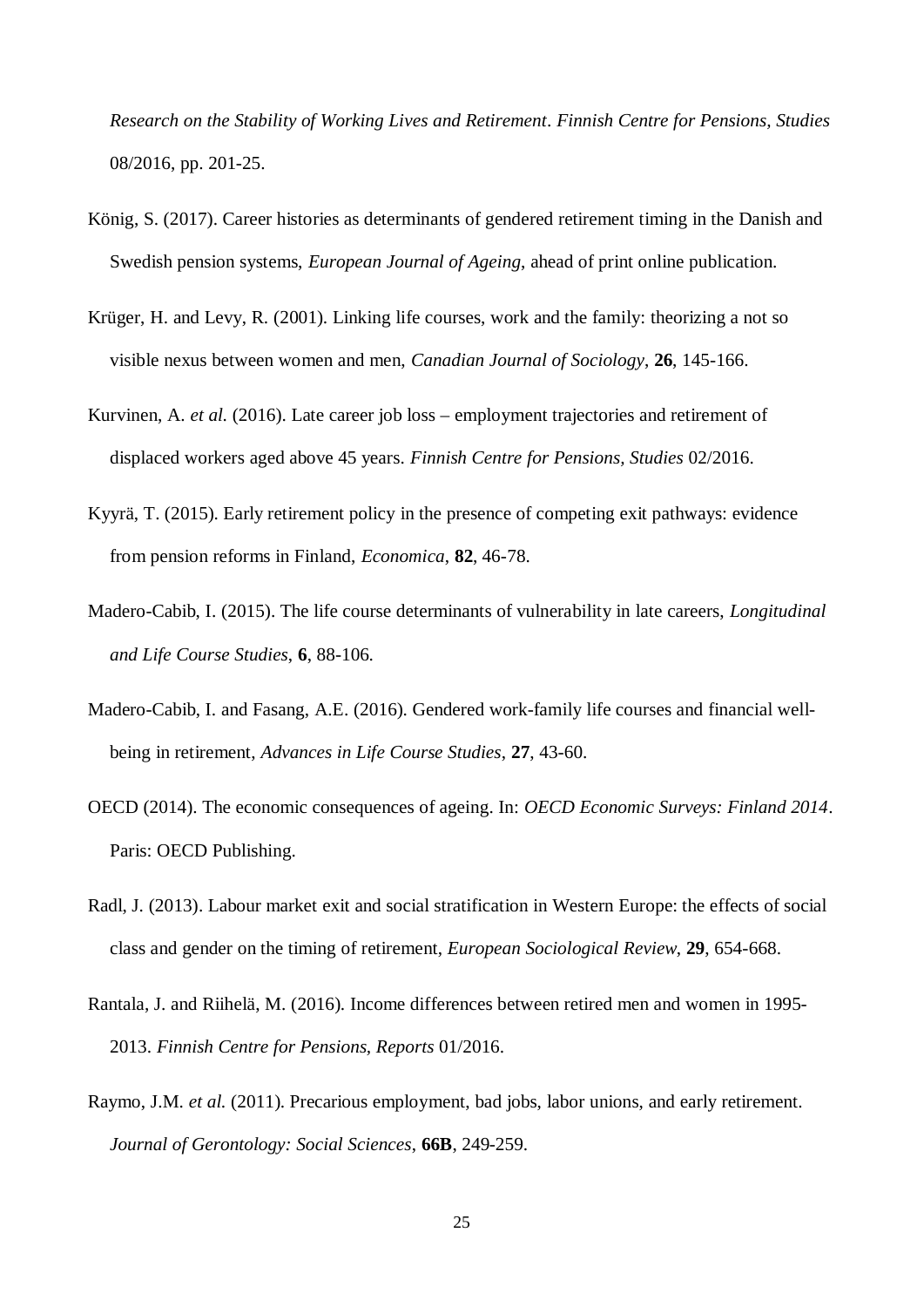*Research on the Stability of Working Lives and Retirement*. *Finnish Centre for Pensions, Studies* 08/2016, pp. 201-25.

König, S. (2017). Career histories as determinants of gendered retirement timing in the Danish and Swedish pension systems, *European Journal of Ageing*, ahead of print online publication.

Krüger, H. and Levy, R. (2001). Linking life courses, work and the family: theorizing a not so visible nexus between women and men, *Canadian Journal of Sociology*, **26**, 145-166.

Kurvinen, A. *et al.* (2016). Late career job loss – employment trajectories and retirement of displaced workers aged above 45 years. *Finnish Centre for Pensions, Studies* 02/2016.

Kyyrä, T. (2015). Early retirement policy in the presence of competing exit pathways: evidence from pension reforms in Finland, *Economica*, **82**, 46-78.

Madero-Cabib, I. (2015). The life course determinants of vulnerability in late careers, *Longitudinal and Life Course Studies*, **6**, 88-106.

Madero-Cabib, I. and Fasang, A.E. (2016). Gendered work-family life courses and financial well-being in retirement, *Advances in Life Course Studies*, **27**, 43-60.

OECD (2014). The economic consequences of ageing. In: *OECD Economic Surveys: Finland 2014*. Paris: OECD Publishing.

Radl, J. (2013). Labour market exit and social stratification in Western Europe: the effects of social class and gender on the timing of retirement, *European Sociological Review*, **29**, 654-668.

Rantala, J. and Riihelä, M. (2016). Income differences between retired men and women in 1995-2013. *Finnish Centre for Pensions, Reports* 01/2016.

Raymo, J.M. *et al.* (2011). Precarious employment, bad jobs, labor unions, and early retirement. *Journal of Gerontology: Social Sciences*, **66B**, 249-259.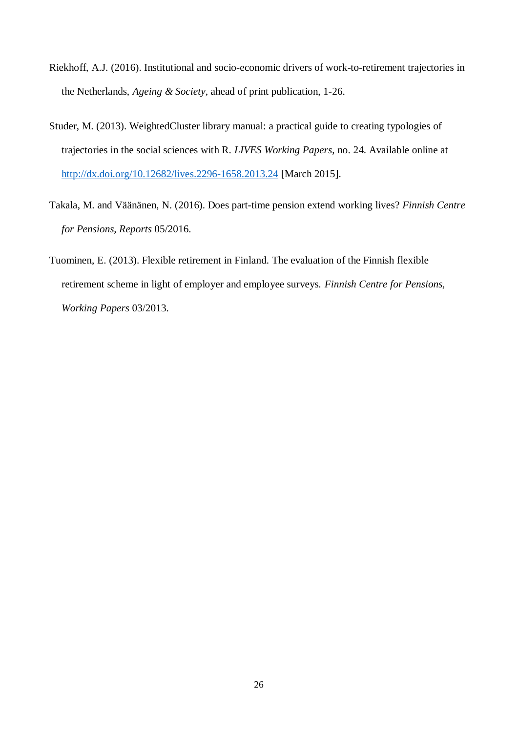Riekhoff, A.J. (2016). Institutional and socio-economic drivers of work-to-retirement trajectories in the Netherlands, *Ageing & Society*, ahead of print publication, 1-26.

Studer, M. (2013). WeightedCluster library manual: a practical guide to creating typologies of trajectories in the social sciences with R. *LIVES Working Papers*, no. 24. Available online at http://dx.doi.org/10.12682/lives.2296-1658.2013.24 [March 2015].

Takala, M. and Väänänen, N. (2016). Does part-time pension extend working lives? *Finnish Centre for Pensions, Reports* 05/2016.

Tuominen, E. (2013). Flexible retirement in Finland. The evaluation of the Finnish flexible retirement scheme in light of employer and employee surveys. *Finnish Centre for Pensions, Working Papers* 03/2013.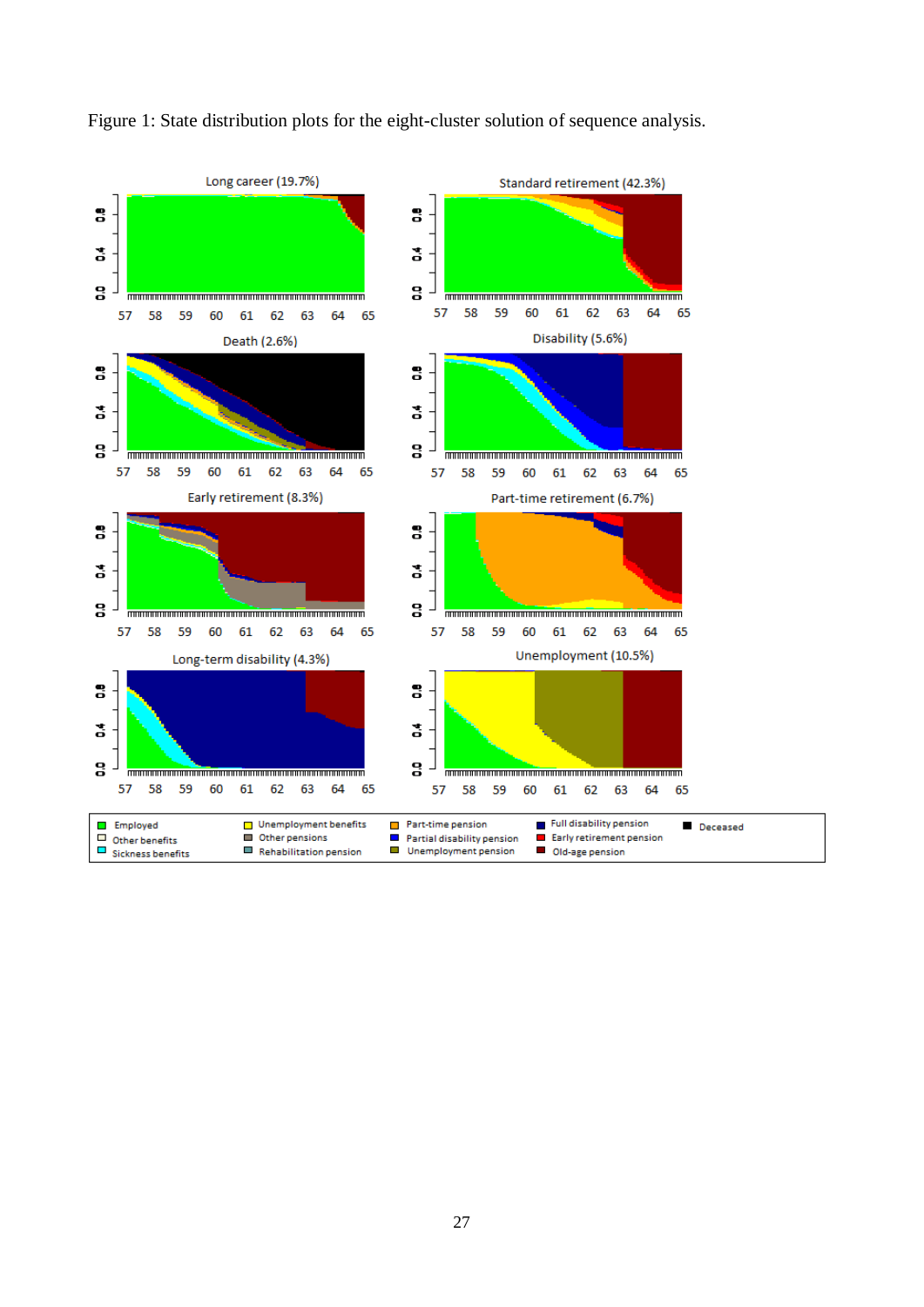Figure 1: State distribution plots for the eight-cluster solution of sequence analysis.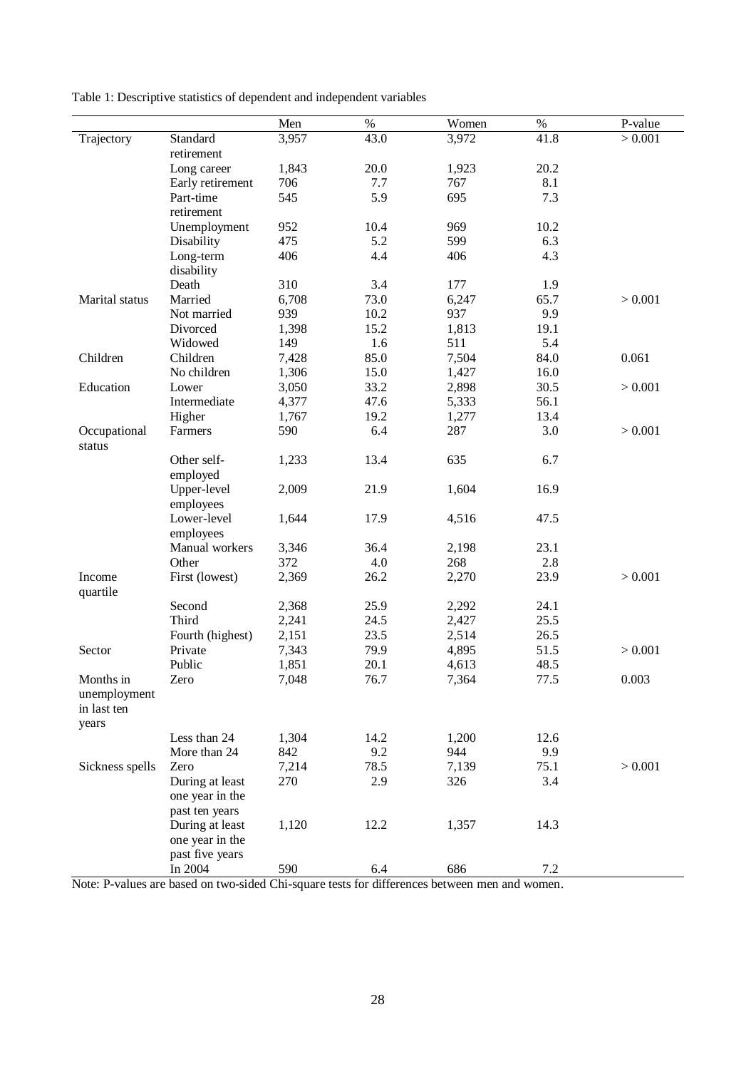Table 1: Descriptive statistics of dependent and independent variables

| | | Men | % | Women | % | P-value |
|---|---|---|---|---|---|---|
| Trajectory | Standard retirement | 3,957 | 43.0 | 3,972 | 41.8 | > 0.001 |
| | Long career | 1,843 | 20.0 | 1,923 | 20.2 | |
| | Early retirement | 706 | 7.7 | 767 | 8.1 | |
| | Part-time retirement | 545 | 5.9 | 695 | 7.3 | |
| | Unemployment | 952 | 10.4 | 969 | 10.2 | |
| | Disability | 475 | 5.2 | 599 | 6.3 | |
| | Long-term disability | 406 | 4.4 | 406 | 4.3 | |
| | Death | 310 | 3.4 | 177 | 1.9 | |
| Marital status | Married | 6,708 | 73.0 | 6,247 | 65.7 | > 0.001 |
| | Not married | 939 | 10.2 | 937 | 9.9 | |
| | Divorced | 1,398 | 15.2 | 1,813 | 19.1 | |
| | Widowed | 149 | 1.6 | 511 | 5.4 | |
| Children | Children | 7,428 | 85.0 | 7,504 | 84.0 | 0.061 |
| | No children | 1,306 | 15.0 | 1,427 | 16.0 | |
| Education | Lower | 3,050 | 33.2 | 2,898 | 30.5 | > 0.001 |
| | Intermediate | 4,377 | 47.6 | 5,333 | 56.1 | |
| | Higher | 1,767 | 19.2 | 1,277 | 13.4 | |
| Occupational status | Farmers | 590 | 6.4 | 287 | 3.0 | > 0.001 |
| | Other self-employed | 1,233 | 13.4 | 635 | 6.7 | |
| | Upper-level employees | 2,009 | 21.9 | 1,604 | 16.9 | |
| | Lower-level employees | 1,644 | 17.9 | 4,516 | 47.5 | |
| | Manual workers | 3,346 | 36.4 | 2,198 | 23.1 | |
| | Other | 372 | 4.0 | 268 | 2.8 | |
| Income quartile | First (lowest) | 2,369 | 26.2 | 2,270 | 23.9 | > 0.001 |
| | Second | 2,368 | 25.9 | 2,292 | 24.1 | |
| | Third | 2,241 | 24.5 | 2,427 | 25.5 | |
| | Fourth (highest) | 2,151 | 23.5 | 2,514 | 26.5 | |
| Sector | Private | 7,343 | 79.9 | 4,895 | 51.5 | > 0.001 |
| | Public | 1,851 | 20.1 | 4,613 | 48.5 | |
| Months in unemployment in last ten years | Zero | 7,048 | 76.7 | 7,364 | 77.5 | 0.003 |
| | Less than 24 | 1,304 | 14.2 | 1,200 | 12.6 | |
| | More than 24 | 842 | 9.2 | 944 | 9.9 | |
| Sickness spells | Zero | 7,214 | 78.5 | 7,139 | 75.1 | > 0.001 |
| | During at least one year in the past ten years | 270 | 2.9 | 326 | 3.4 | |
| | During at least one year in the past five years | 1,120 | 12.2 | 1,357 | 14.3 | |
| | In 2004 | 590 | 6.4 | 686 | 7.2 | |

Note: P-values are based on two-sided Chi-square tests for differences between men and women.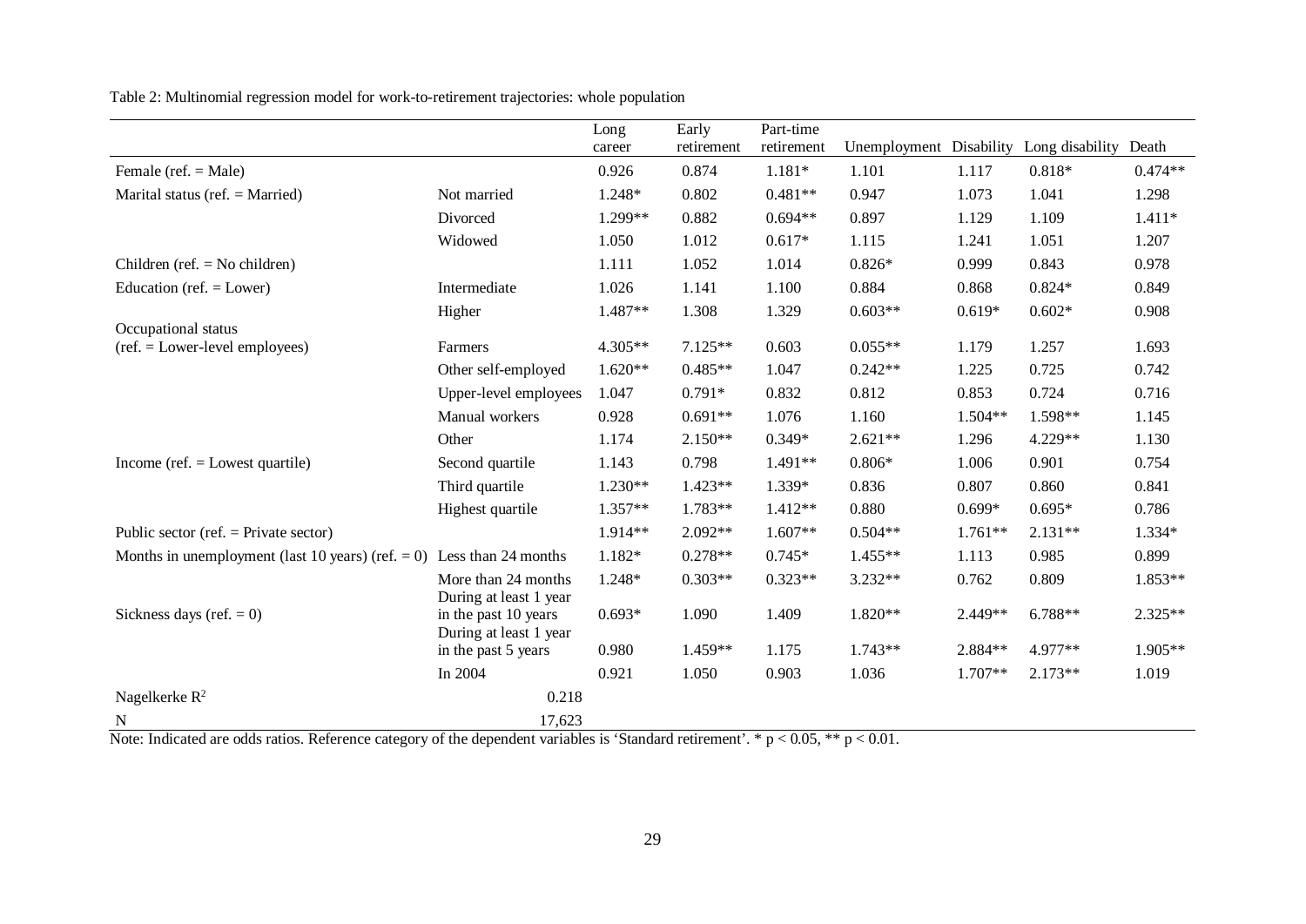Table 2: Multinomial regression model for work-to-retirement trajectories: whole population

| | | Long career | Early retirement | Part-time retirement | Unemployment | Disability | Long disability | Death |
|---|---|---|---|---|---|---|---|---|
| Female (ref. = Male) | | 0.926 | 0.874 | 1.181* | 1.101 | 1.117 | 0.818* | 0.474** |
| Marital status (ref. = Married) | Not married | 1.248* | 0.802 | 0.481** | 0.947 | 1.073 | 1.041 | 1.298 |
| | Divorced | 1.299** | 0.882 | 0.694** | 0.897 | 1.129 | 1.109 | 1.411* |
| | Widowed | 1.050 | 1.012 | 0.617* | 1.115 | 1.241 | 1.051 | 1.207 |
| Children (ref. = No children) | | 1.111 | 1.052 | 1.014 | 0.826* | 0.999 | 0.843 | 0.978 |
| Education (ref. = Lower) | Intermediate | 1.026 | 1.141 | 1.100 | 0.884 | 0.868 | 0.824* | 0.849 |
| | Higher | 1.487** | 1.308 | 1.329 | 0.603** | 0.619* | 0.602* | 0.908 |
| Occupational status (ref. = Lower-level employees) | Farmers | 4.305** | 7.125** | 0.603 | 0.055** | 1.179 | 1.257 | 1.693 |
| | Other self-employed | 1.620** | 0.485** | 1.047 | 0.242** | 1.225 | 0.725 | 0.742 |
| | Upper-level employees | 1.047 | 0.791* | 0.832 | 0.812 | 0.853 | 0.724 | 0.716 |
| | Manual workers | 0.928 | 0.691** | 1.076 | 1.160 | 1.504** | 1.598** | 1.145 |
| | Other | 1.174 | 2.150** | 0.349* | 2.621** | 1.296 | 4.229** | 1.130 |
| Income (ref. = Lowest quartile) | Second quartile | 1.143 | 0.798 | 1.491** | 0.806* | 1.006 | 0.901 | 0.754 |
| | Third quartile | 1.230** | 1.423** | 1.339* | 0.836 | 0.807 | 0.860 | 0.841 |
| | Highest quartile | 1.357** | 1.783** | 1.412** | 0.880 | 0.699* | 0.695* | 0.786 |
| Public sector (ref. = Private sector) | | 1.914** | 2.092** | 1.607** | 0.504** | 1.761** | 2.131** | 1.334* |
| Months in unemployment (last 10 years) (ref. = 0) | Less than 24 months | 1.182* | 0.278** | 0.745* | 1.455** | 1.113 | 0.985 | 0.899 |
| | More than 24 months | 1.248* | 0.303** | 0.323** | 3.232** | 0.762 | 0.809 | 1.853** |
| Sickness days (ref. = 0) | During at least 1 year in the past 10 years | 0.693* | 1.090 | 1.409 | 1.820** | 2.449** | 6.788** | 2.325** |
| | During at least 1 year in the past 5 years | 0.980 | 1.459** | 1.175 | 1.743** | 2.884** | 4.977** | 1.905** |
| | In 2004 | 0.921 | 1.050 | 0.903 | 1.036 | 1.707** | 2.173** | 1.019 |
| Nagelkerke $R^2$ | 0.218 | | | | | | | |
| N | 17,623 | | | | | | | |

Note: Indicated are odds ratios. Reference category of the dependent variables is 'Standard retirement'. * $p < 0.05$, ** $p < 0.01$.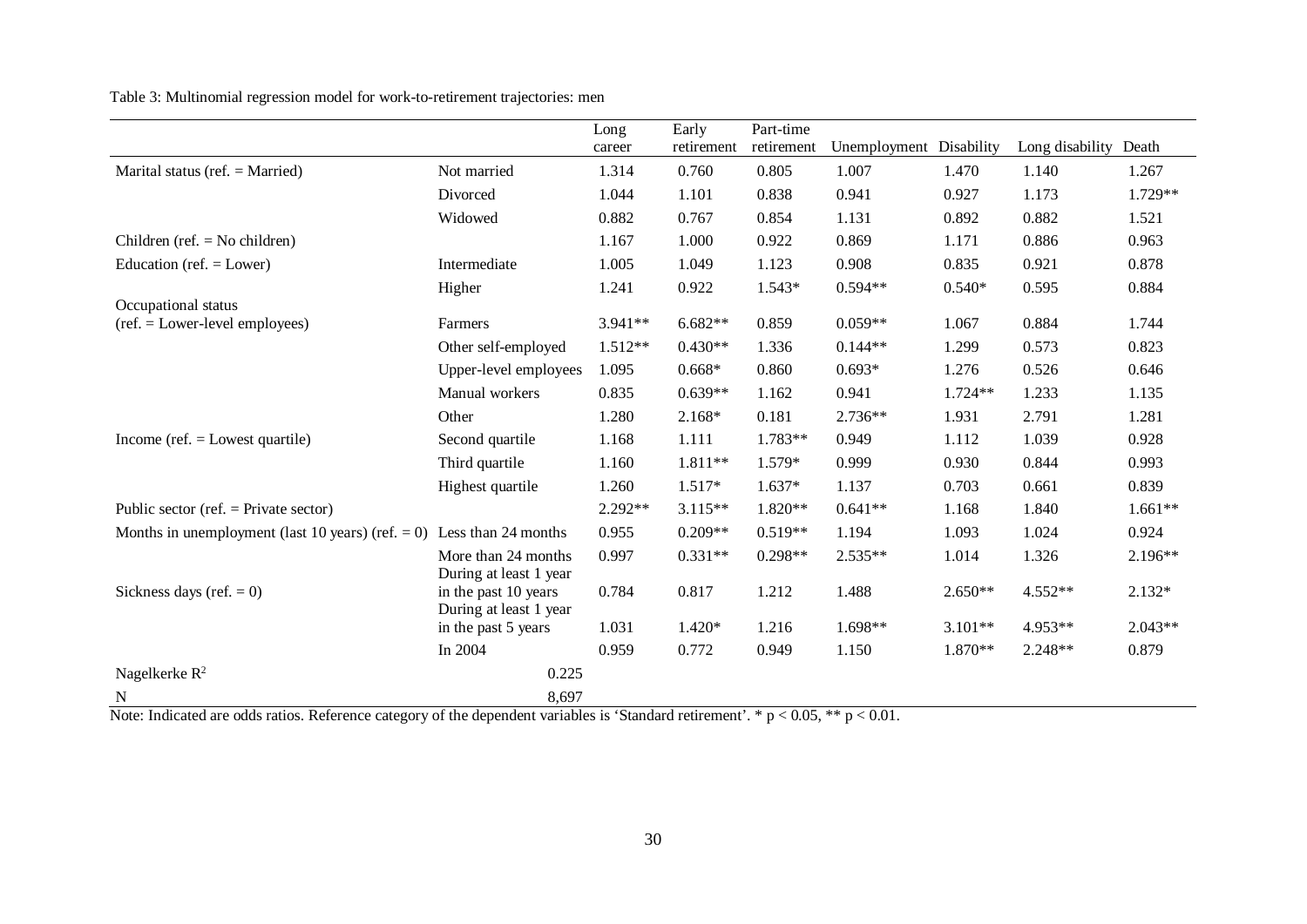Table 3: Multinomial regression model for work-to-retirement trajectories: men

| | | Long career | Early retirement | Part-time retirement | Unemployment | Disability | Long disability | Death |
|---|---|---|---|---|---|---|---|---|
| Marital status (ref. = Married) | Not married | 1.314 | 0.760 | 0.805 | 1.007 | 1.470 | 1.140 | 1.267 |
| | Divorced | 1.044 | 1.101 | 0.838 | 0.941 | 0.927 | 1.173 | 1.729** |
| | Widowed | 0.882 | 0.767 | 0.854 | 1.131 | 0.892 | 0.882 | 1.521 |
| Children (ref. = No children) | | 1.167 | 1.000 | 0.922 | 0.869 | 1.171 | 0.886 | 0.963 |
| Education (ref. = Lower) | Intermediate | 1.005 | 1.049 | 1.123 | 0.908 | 0.835 | 0.921 | 0.878 |
| | Higher | 1.241 | 0.922 | 1.543* | 0.594** | 0.540* | 0.595 | 0.884 |
| Occupational status (ref. = Lower-level employees) | Farmers | 3.941** | 6.682** | 0.859 | 0.059** | 1.067 | 0.884 | 1.744 |
| | Other self-employed | 1.512** | 0.430** | 1.336 | 0.144** | 1.299 | 0.573 | 0.823 |
| | Upper-level employees | 1.095 | 0.668* | 0.860 | 0.693* | 1.276 | 0.526 | 0.646 |
| | Manual workers | 0.835 | 0.639** | 1.162 | 0.941 | 1.724** | 1.233 | 1.135 |
| | Other | 1.280 | 2.168* | 0.181 | 2.736** | 1.931 | 2.791 | 1.281 |
| Income (ref. = Lowest quartile) | Second quartile | 1.168 | 1.111 | 1.783** | 0.949 | 1.112 | 1.039 | 0.928 |
| | Third quartile | 1.160 | 1.811** | 1.579* | 0.999 | 0.930 | 0.844 | 0.993 |
| | Highest quartile | 1.260 | 1.517* | 1.637* | 1.137 | 0.703 | 0.661 | 0.839 |
| Public sector (ref. = Private sector) | | 2.292** | 3.115** | 1.820** | 0.641** | 1.168 | 1.840 | 1.661** |
| Months in unemployment (last 10 years) (ref. = 0) | Less than 24 months | 0.955 | 0.209** | 0.519** | 1.194 | 1.093 | 1.024 | 0.924 |
| | More than 24 months | 0.997 | 0.331** | 0.298** | 2.535** | 1.014 | 1.326 | 2.196** |
| Sickness days (ref. = 0) | During at least 1 year in the past 10 years | 0.784 | 0.817 | 1.212 | 1.488 | 2.650** | 4.552** | 2.132* |
| | During at least 1 year in the past 5 years | 1.031 | 1.420* | 1.216 | 1.698** | 3.101** | 4.953** | 2.043** |
| | In 2004 | 0.959 | 0.772 | 0.949 | 1.150 | 1.870** | 2.248** | 0.879 |
| Nagelkerke $R^2$ | 0.225 | | | | | | | |
| N | 8,697 | | | | | | | |

Note: Indicated are odds ratios. Reference category of the dependent variables is 'Standard retirement'. * $p < 0.05$, ** $p < 0.01$.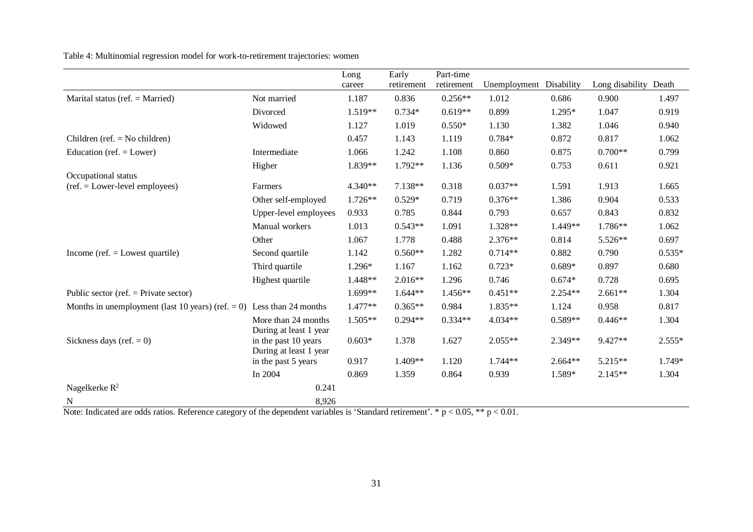Table 4: Multinomial regression model for work-to-retirement trajectories: women

| | | Long career | Early retirement | Part-time retirement | Unemployment | Disability | Long disability | Death |
|---|---|---|---|---|---|---|---|---|
| Marital status (ref. = Married) | Not married | 1.187 | 0.836 | 0.256** | 1.012 | 0.686 | 0.900 | 1.497 |
| | Divorced | 1.519** | 0.734* | 0.619** | 0.899 | 1.295* | 1.047 | 0.919 |
| | Widowed | 1.127 | 1.019 | 0.550* | 1.130 | 1.382 | 1.046 | 0.940 |
| Children (ref. = No children) | | 0.457 | 1.143 | 1.119 | 0.784* | 0.872 | 0.817 | 1.062 |
| Education (ref. = Lower) | Intermediate | 1.066 | 1.242 | 1.108 | 0.860 | 0.875 | 0.700** | 0.799 |
| | Higher | 1.839** | 1.792** | 1.136 | 0.509* | 0.753 | 0.611 | 0.921 |
| Occupational status (ref. = Lower-level employees) | Farmers | 4.340** | 7.138** | 0.318 | 0.037** | 1.591 | 1.913 | 1.665 |
| | Other self-employed | 1.726** | 0.529* | 0.719 | 0.376** | 1.386 | 0.904 | 0.533 |
| | Upper-level employees | 0.933 | 0.785 | 0.844 | 0.793 | 0.657 | 0.843 | 0.832 |
| | Manual workers | 1.013 | 0.543** | 1.091 | 1.328** | 1.449** | 1.786** | 1.062 |
| | Other | 1.067 | 1.778 | 0.488 | 2.376** | 0.814 | 5.526** | 0.697 |
| Income (ref. = Lowest quartile) | Second quartile | 1.142 | 0.560** | 1.282 | 0.714** | 0.882 | 0.790 | 0.535* |
| | Third quartile | 1.296* | 1.167 | 1.162 | 0.723* | 0.689* | 0.897 | 0.680 |
| | Highest quartile | 1.448** | 2.016** | 1.296 | 0.746 | 0.674* | 0.728 | 0.695 |
| Public sector (ref. = Private sector) | | 1.699** | 1.644** | 1.456** | 0.451** | 2.254** | 2.661** | 1.304 |
| Months in unemployment (last 10 years) (ref. = 0) | Less than 24 months | 1.477** | 0.365** | 0.984 | 1.835** | 1.124 | 0.958 | 0.817 |
| | More than 24 months | 1.505** | 0.294** | 0.334** | 4.034** | 0.589** | 0.446** | 1.304 |
| Sickness days (ref. = 0) | During at least 1 year in the past 10 years | 0.603* | 1.378 | 1.627 | 2.055** | 2.349** | 9.427** | 2.555* |
| | During at least 1 year in the past 5 years | 0.917 | 1.409** | 1.120 | 1.744** | 2.664** | 5.215** | 1.749* |
| | In 2004 | 0.869 | 1.359 | 0.864 | 0.939 | 1.589* | 2.145** | 1.304 |
| Nagelkerke $R^2$ | 0.241 | | | | | | | |
| N | 8,926 | | | | | | | |

Note: Indicated are odds ratios. Reference category of the dependent variables is 'Standard retirement'. * $p < 0.05$, ** $p < 0.01$.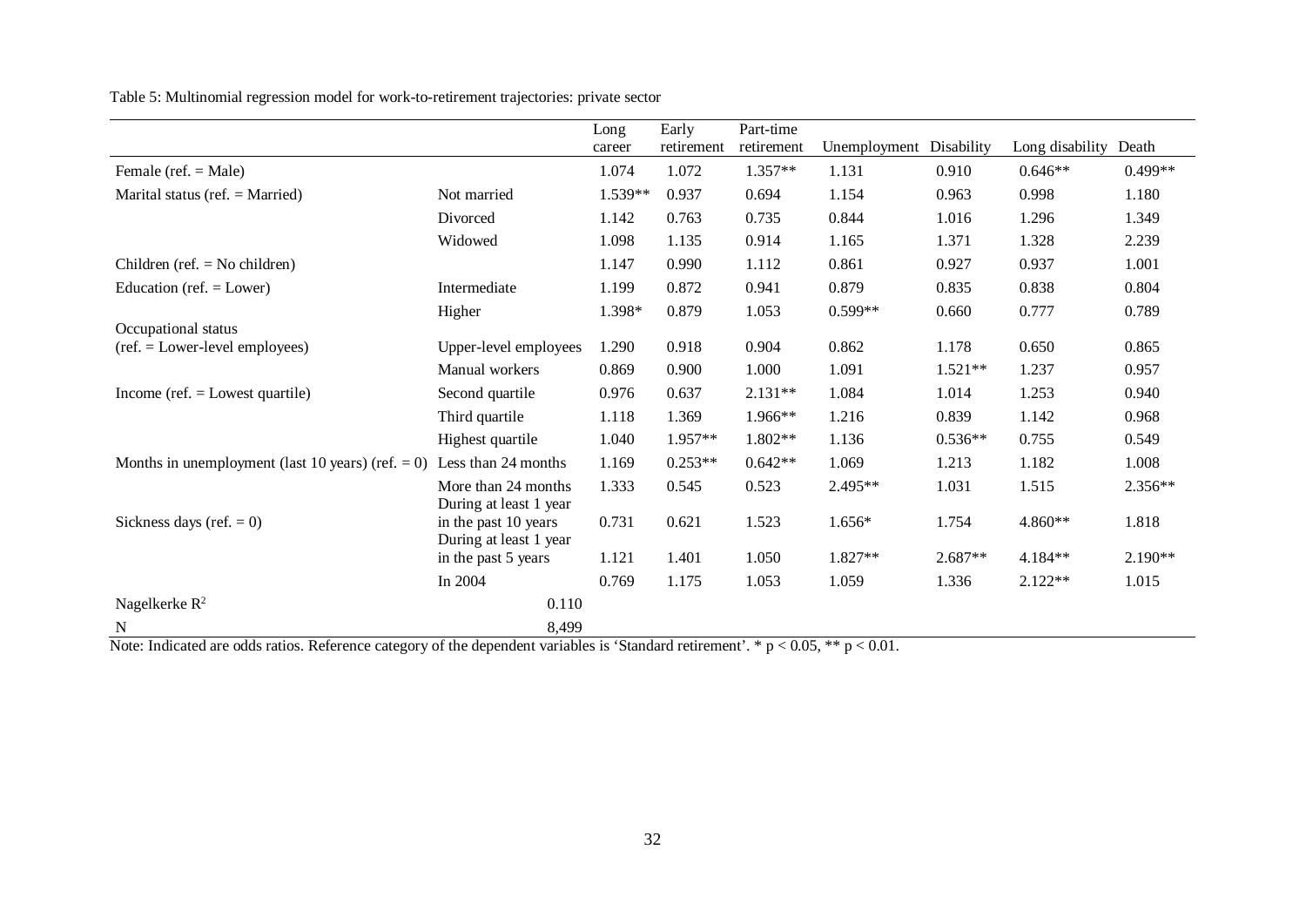Table 5: Multinomial regression model for work-to-retirement trajectories: private sector

| | | Long career | Early retirement | Part-time retirement | Unemployment | Disability | Long disability | Death |
|---|---|---|---|---|---|---|---|---|
| Female (ref. = Male) | | 1.074 | 1.072 | 1.357** | 1.131 | 0.910 | 0.646** | 0.499** |
| Marital status (ref. = Married) | Not married | 1.539** | 0.937 | 0.694 | 1.154 | 0.963 | 0.998 | 1.180 |
| | Divorced | 1.142 | 0.763 | 0.735 | 0.844 | 1.016 | 1.296 | 1.349 |
| | Widowed | 1.098 | 1.135 | 0.914 | 1.165 | 1.371 | 1.328 | 2.239 |
| Children (ref. = No children) | | 1.147 | 0.990 | 1.112 | 0.861 | 0.927 | 0.937 | 1.001 |
| Education (ref. = Lower) | Intermediate | 1.199 | 0.872 | 0.941 | 0.879 | 0.835 | 0.838 | 0.804 |
| | Higher | 1.398* | 0.879 | 1.053 | 0.599** | 0.660 | 0.777 | 0.789 |
| Occupational status (ref. = Lower-level employees) | Upper-level employees | 1.290 | 0.918 | 0.904 | 0.862 | 1.178 | 0.650 | 0.865 |
| | Manual workers | 0.869 | 0.900 | 1.000 | 1.091 | 1.521** | 1.237 | 0.957 |
| Income (ref. = Lowest quartile) | Second quartile | 0.976 | 0.637 | 2.131** | 1.084 | 1.014 | 1.253 | 0.940 |
| | Third quartile | 1.118 | 1.369 | 1.966** | 1.216 | 0.839 | 1.142 | 0.968 |
| | Highest quartile | 1.040 | 1.957** | 1.802** | 1.136 | 0.536** | 0.755 | 0.549 |
| Months in unemployment (last 10 years) (ref. = 0) | Less than 24 months | 1.169 | 0.253** | 0.642** | 1.069 | 1.213 | 1.182 | 1.008 |
| | More than 24 months | 1.333 | 0.545 | 0.523 | 2.495** | 1.031 | 1.515 | 2.356** |
| Sickness days (ref. = 0) | During at least 1 year in the past 10 years | 0.731 | 0.621 | 1.523 | 1.656* | 1.754 | 4.860** | 1.818 |
| | During at least 1 year in the past 5 years | 1.121 | 1.401 | 1.050 | 1.827** | 2.687** | 4.184** | 2.190** |
| | In 2004 | 0.769 | 1.175 | 1.053 | 1.059 | 1.336 | 2.122** | 1.015 |
| Nagelkerke $R^2$ | 0.110 | | | | | | | |
| N | 8,499 | | | | | | | |

Note: Indicated are odds ratios. Reference category of the dependent variables is 'Standard retirement'. * $p < 0.05$, ** $p < 0.01$.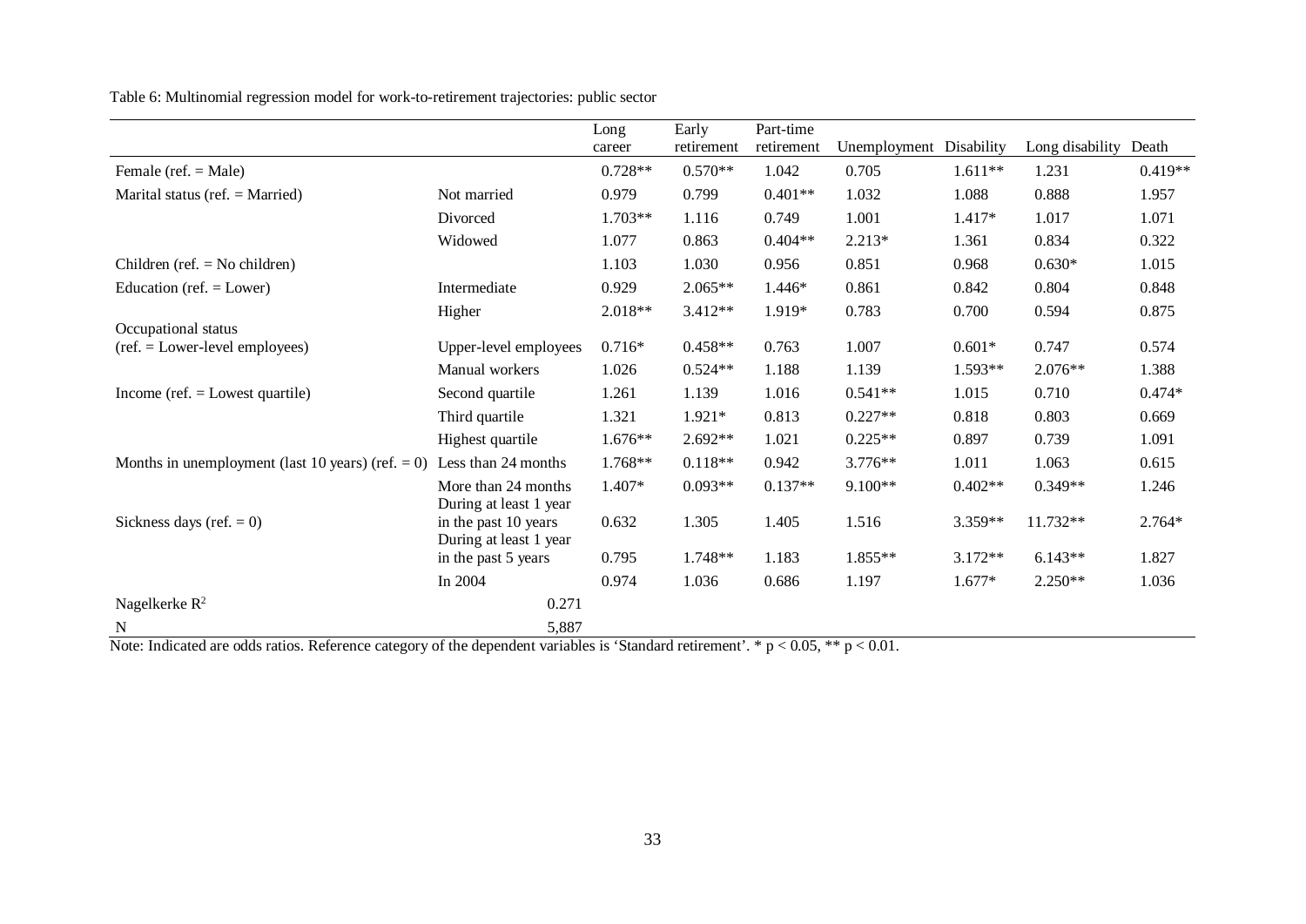Table 6: Multinomial regression model for work-to-retirement trajectories: public sector

| | | Long career | Early retirement | Part-time retirement | Unemployment | Disability | Long disability | Death |
|---|---|---|---|---|---|---|---|---|
| Female (ref. = Male) | | 0.728** | 0.570** | 1.042 | 0.705 | 1.611** | 1.231 | 0.419** |
| Marital status (ref. = Married) | Not married | 0.979 | 0.799 | 0.401** | 1.032 | 1.088 | 0.888 | 1.957 |
| | Divorced | 1.703** | 1.116 | 0.749 | 1.001 | 1.417* | 1.017 | 1.071 |
| | Widowed | 1.077 | 0.863 | 0.404** | 2.213* | 1.361 | 0.834 | 0.322 |
| Children (ref. = No children) | | 1.103 | 1.030 | 0.956 | 0.851 | 0.968 | 0.630* | 1.015 |
| Education (ref. = Lower) | Intermediate | 0.929 | 2.065** | 1.446* | 0.861 | 0.842 | 0.804 | 0.848 |
| | Higher | 2.018** | 3.412** | 1.919* | 0.783 | 0.700 | 0.594 | 0.875 |
| Occupational status (ref. = Lower-level employees) | Upper-level employees | 0.716* | 0.458** | 0.763 | 1.007 | 0.601* | 0.747 | 0.574 |
| | Manual workers | 1.026 | 0.524** | 1.188 | 1.139 | 1.593** | 2.076** | 1.388 |
| Income (ref. = Lowest quartile) | Second quartile | 1.261 | 1.139 | 1.016 | 0.541** | 1.015 | 0.710 | 0.474* |
| | Third quartile | 1.321 | 1.921* | 0.813 | 0.227** | 0.818 | 0.803 | 0.669 |
| | Highest quartile | 1.676** | 2.692** | 1.021 | 0.225** | 0.897 | 0.739 | 1.091 |
| Months in unemployment (last 10 years) (ref. = 0) | Less than 24 months | 1.768** | 0.118** | 0.942 | 3.776** | 1.011 | 1.063 | 0.615 |
| | More than 24 months | 1.407* | 0.093** | 0.137** | 9.100** | 0.402** | 0.349** | 1.246 |
| Sickness days (ref. = 0) | During at least 1 year in the past 10 years | 0.632 | 1.305 | 1.405 | 1.516 | 3.359** | 11.732** | 2.764* |
| | During at least 1 year in the past 5 years | 0.795 | 1.748** | 1.183 | 1.855** | 3.172** | 6.143** | 1.827 |
| | In 2004 | 0.974 | 1.036 | 0.686 | 1.197 | 1.677* | 2.250** | 1.036 |
| Nagelkerke $R^2$ | 0.271 | | | | | | | |
| N | 5,887 | | | | | | | |

Note: Indicated are odds ratios. Reference category of the dependent variables is 'Standard retirement'. * $p < 0.05$, ** $p < 0.01$.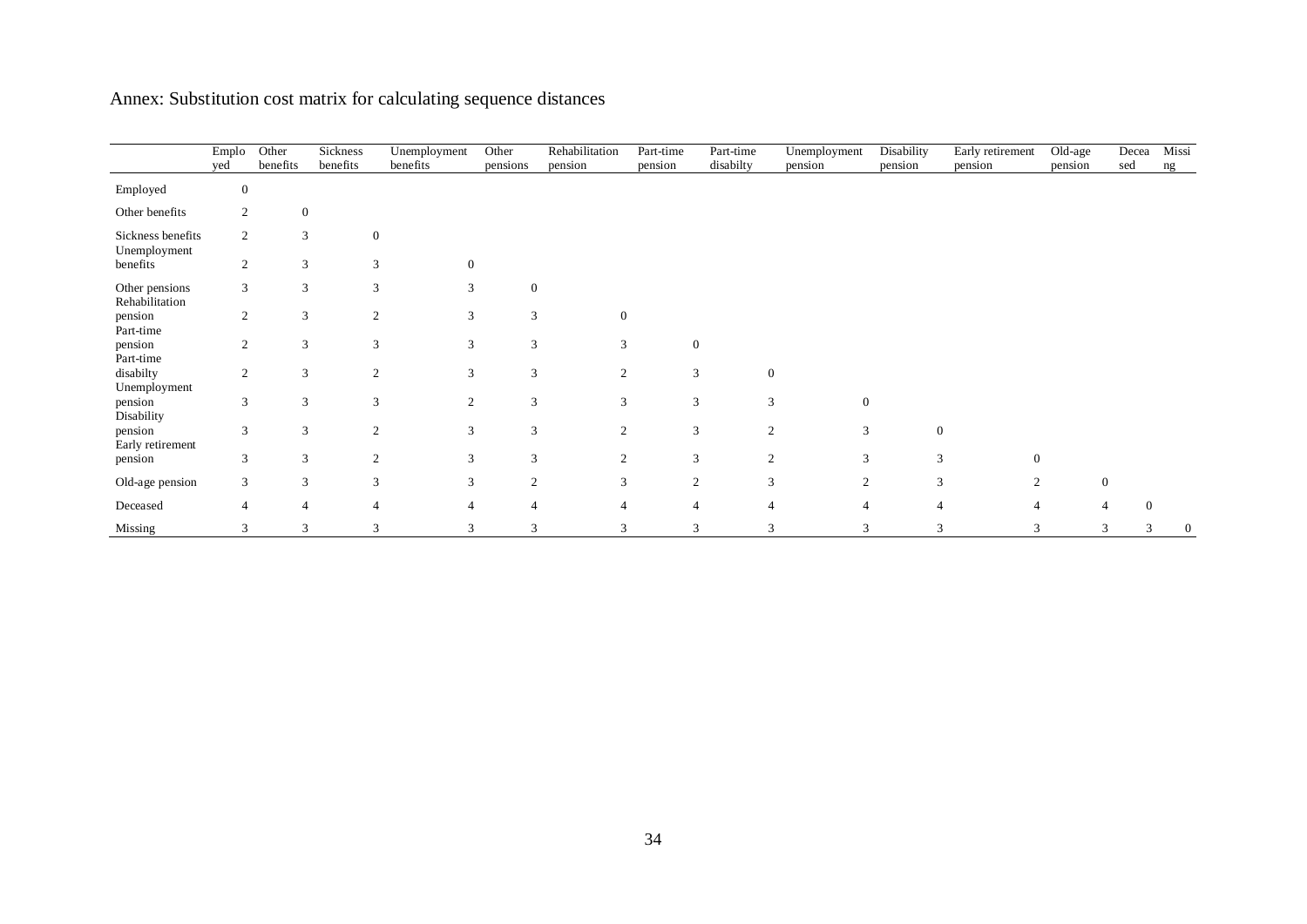Annex: Substitution cost matrix for calculating sequence distances

| | Employed | Other benefits | Sickness benefits | Unemployment benefits | Other pensions | Rehabilitation pension | Part-time pension | Part-time disabilty | Unemployment pension | Disability pension | Early retirement pension | Old-age pension | Deceased | Missing |
|---|---|---|---|---|---|---|---|---|---|---|---|---|---|---|
| Employed | 0 | | | | | | | | | | | | | |
| Other benefits | 2 | 0 | | | | | | | | | | | | |
| Sickness benefits | 2 | 3 | 0 | | | | | | | | | | | |
| Unemployment benefits | 2 | 3 | 3 | 0 | | | | | | | | | | |
| Other pensions | 3 | 3 | 3 | 3 | 0 | | | | | | | | | |
| Rehabilitation pension | 2 | 3 | 2 | 3 | 3 | 0 | | | | | | | | |
| Part-time pension | 2 | 3 | 3 | 3 | 3 | 3 | 0 | | | | | | | |
| Part-time disabilty | 2 | 3 | 2 | 3 | 3 | 2 | 3 | 0 | | | | | | |
| Unemployment pension | 3 | 3 | 3 | 2 | 3 | 3 | 3 | 3 | 0 | | | | | |
| Disability pension | 3 | 3 | 2 | 3 | 3 | 2 | 3 | 2 | 3 | 0 | | | | |
| Early retirement pension | 3 | 3 | 2 | 3 | 3 | 2 | 3 | 2 | 3 | 3 | 0 | | | |
| Old-age pension | 3 | 3 | 3 | 3 | 2 | 3 | 2 | 3 | 2 | 3 | 2 | 0 | | |
| Deceased | 4 | 4 | 4 | 4 | 4 | 4 | 4 | 4 | 4 | 4 | 4 | 4 | 0 | |
| Missing | 3 | 3 | 3 | 3 | 3 | 3 | 3 | 3 | 3 | 3 | 3 | 3 | 3 | 0 |